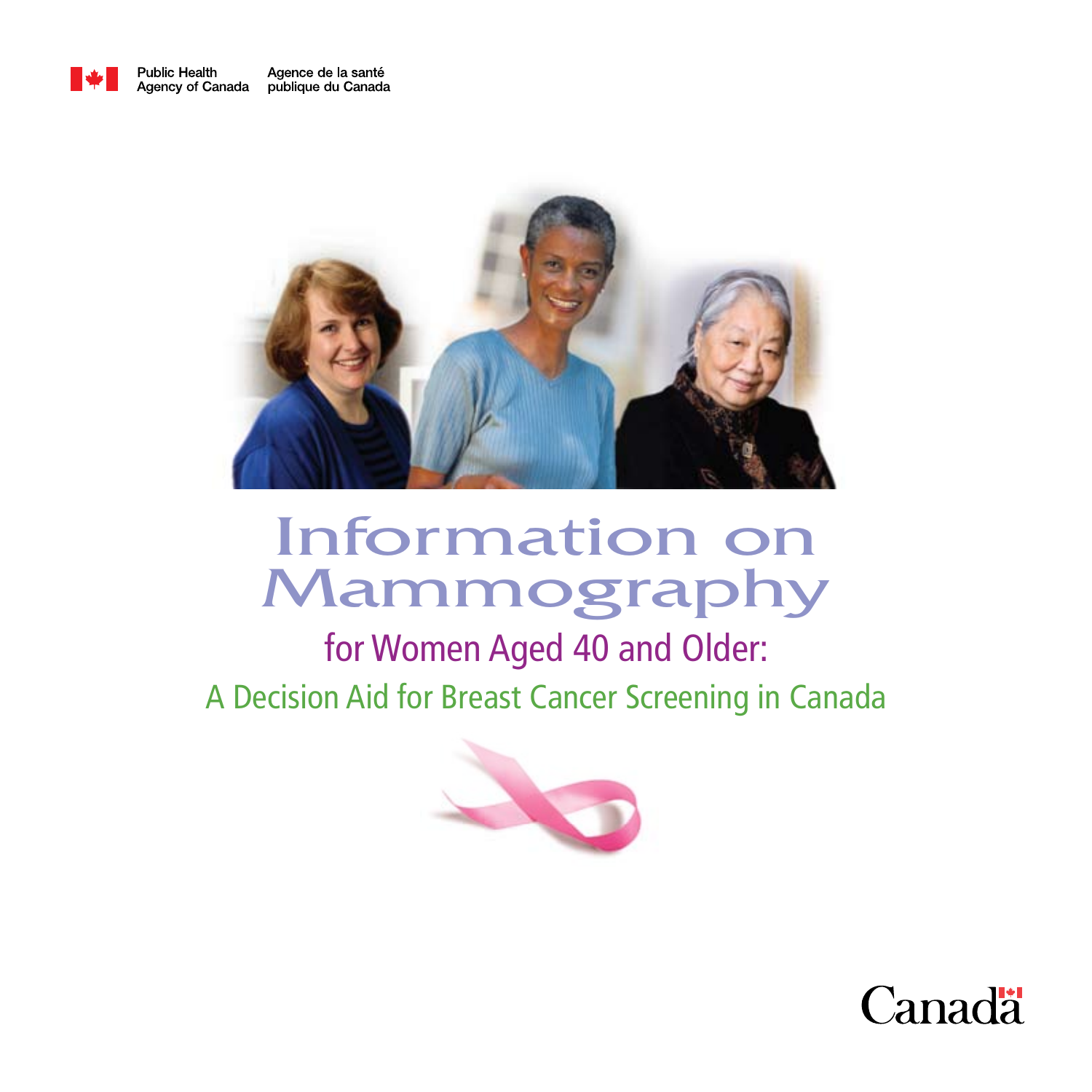Public Health Agency of Canada / Agence de la santé publique du Canada

# Information on Mammography

## for Women Aged 40 and Older:

### A Decision Aid for Breast Cancer Screening in Canada

Canada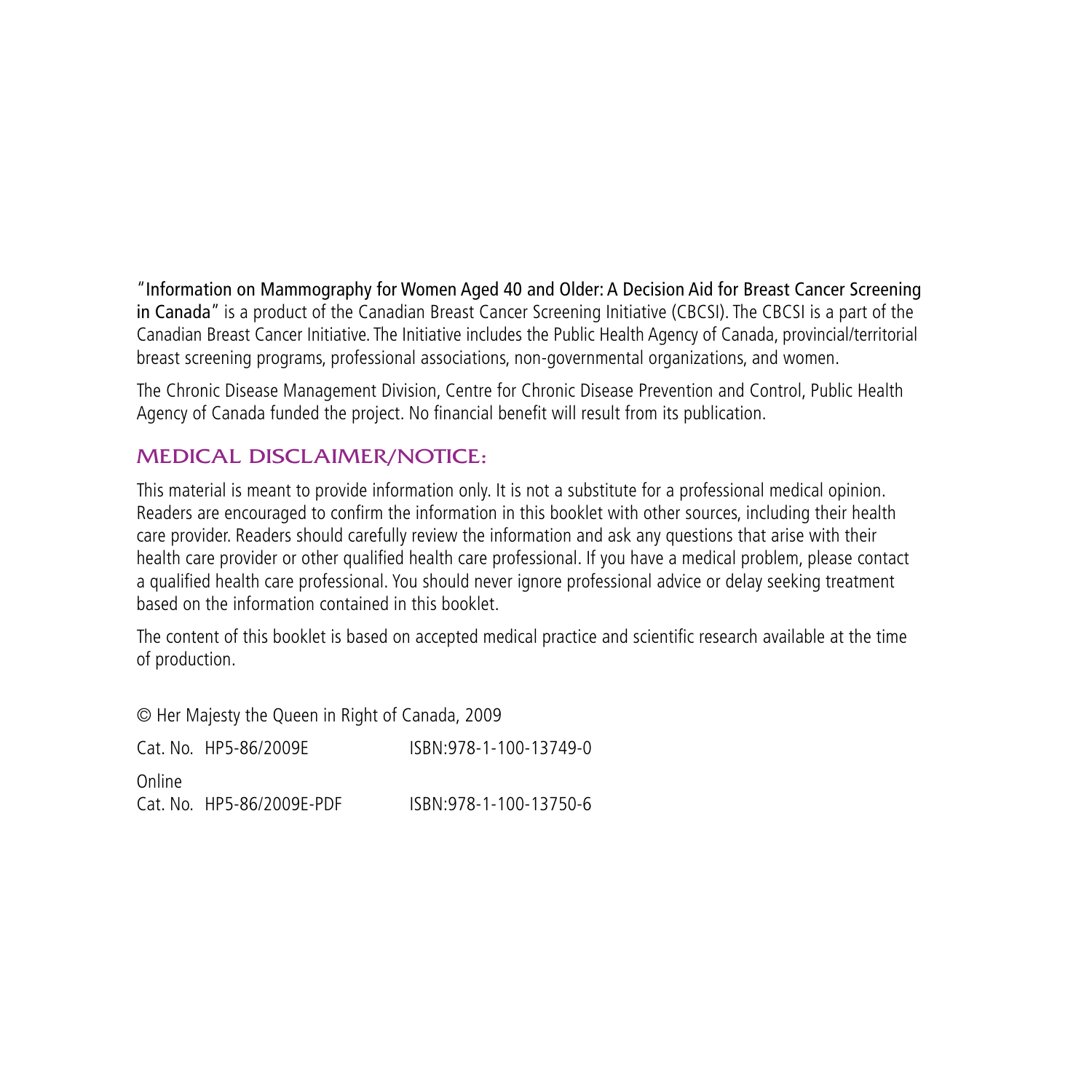"Information on Mammography for Women Aged 40 and Older: A Decision Aid for Breast Cancer Screening in Canada" is a product of the Canadian Breast Cancer Screening Initiative (CBCSI). The CBCSI is a part of the Canadian Breast Cancer Initiative. The Initiative includes the Public Health Agency of Canada, provincial/territorial breast screening programs, professional associations, non-governmental organizations, and women.

The Chronic Disease Management Division, Centre for Chronic Disease Prevention and Control, Public Health Agency of Canada funded the project. No financial benefit will result from its publication.

## MEDICAL DISCLAIMER/NOTICE:

This material is meant to provide information only. It is not a substitute for a professional medical opinion. Readers are encouraged to confirm the information in this booklet with other sources, including their health care provider. Readers should carefully review the information and ask any questions that arise with their health care provider or other qualified health care professional. If you have a medical problem, please contact a qualified health care professional. You should never ignore professional advice or delay seeking treatment based on the information contained in this booklet.

The content of this booklet is based on accepted medical practice and scientific research available at the time of production.

© Her Majesty the Queen in Right of Canada, 2009

Cat. No. HP5-86/2009E ISBN:978-1-100-13749-0

Online
Cat. No. HP5-86/2009E-PDF ISBN:978-1-100-13750-6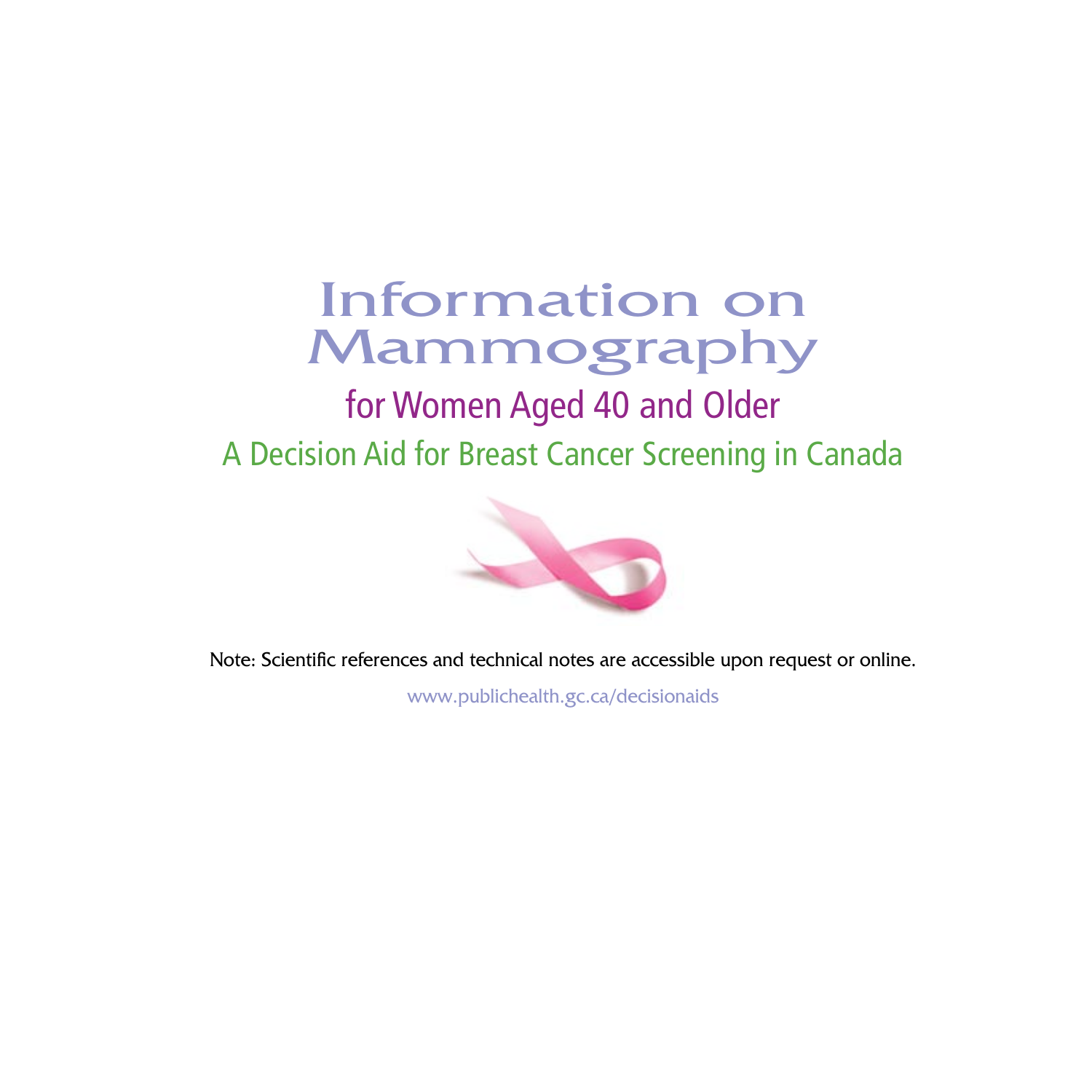# Information on Mammography

## for Women Aged 40 and Older

### A Decision Aid for Breast Cancer Screening in Canada

Note: Scientific references and technical notes are accessible upon request or online.

www.publichealth.gc.ca/decisionaids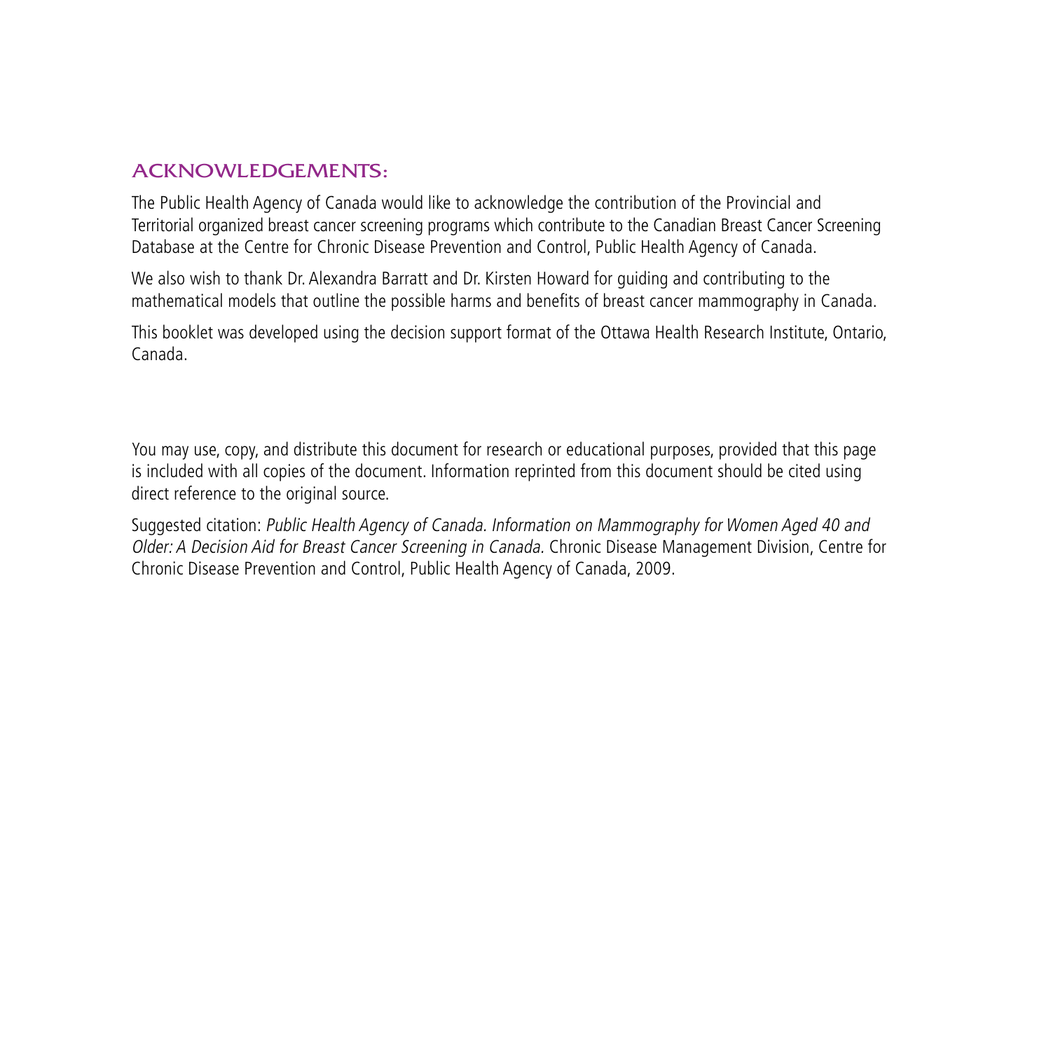## ACKNOWLEDGEMENTS:

The Public Health Agency of Canada would like to acknowledge the contribution of the Provincial and Territorial organized breast cancer screening programs which contribute to the Canadian Breast Cancer Screening Database at the Centre for Chronic Disease Prevention and Control, Public Health Agency of Canada.

We also wish to thank Dr. Alexandra Barratt and Dr. Kirsten Howard for guiding and contributing to the mathematical models that outline the possible harms and benefits of breast cancer mammography in Canada.

This booklet was developed using the decision support format of the Ottawa Health Research Institute, Ontario, Canada.

You may use, copy, and distribute this document for research or educational purposes, provided that this page is included with all copies of the document. Information reprinted from this document should be cited using direct reference to the original source.

Suggested citation: *Public Health Agency of Canada. Information on Mammography for Women Aged 40 and Older: A Decision Aid for Breast Cancer Screening in Canada.* Chronic Disease Management Division, Centre for Chronic Disease Prevention and Control, Public Health Agency of Canada, 2009.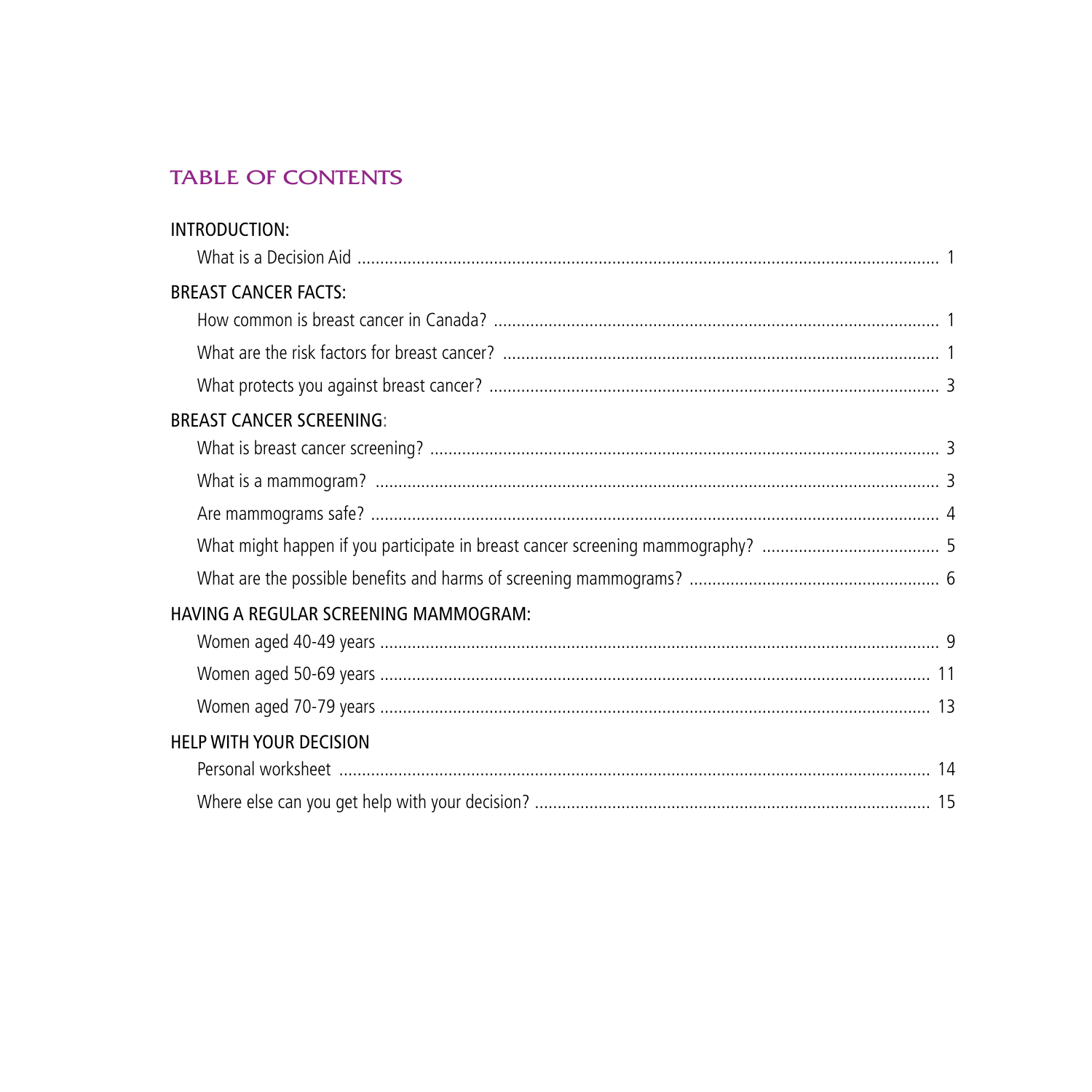# TABLE OF CONTENTS

INTRODUCTION:

- What is a Decision Aid ..... 1

BREAST CANCER FACTS:

- How common is breast cancer in Canada? ..... 1
- What are the risk factors for breast cancer? ..... 1
- What protects you against breast cancer? ..... 3

BREAST CANCER SCREENING:

- What is breast cancer screening? ..... 3
- What is a mammogram? ..... 3
- Are mammograms safe? ..... 4
- What might happen if you participate in breast cancer screening mammography? ..... 5
- What are the possible benefits and harms of screening mammograms? ..... 6

HAVING A REGULAR SCREENING MAMMOGRAM:

- Women aged 40-49 years ..... 9
- Women aged 50-69 years ..... 11
- Women aged 70-79 years ..... 13

HELP WITH YOUR DECISION

- Personal worksheet ..... 14
- Where else can you get help with your decision? ..... 15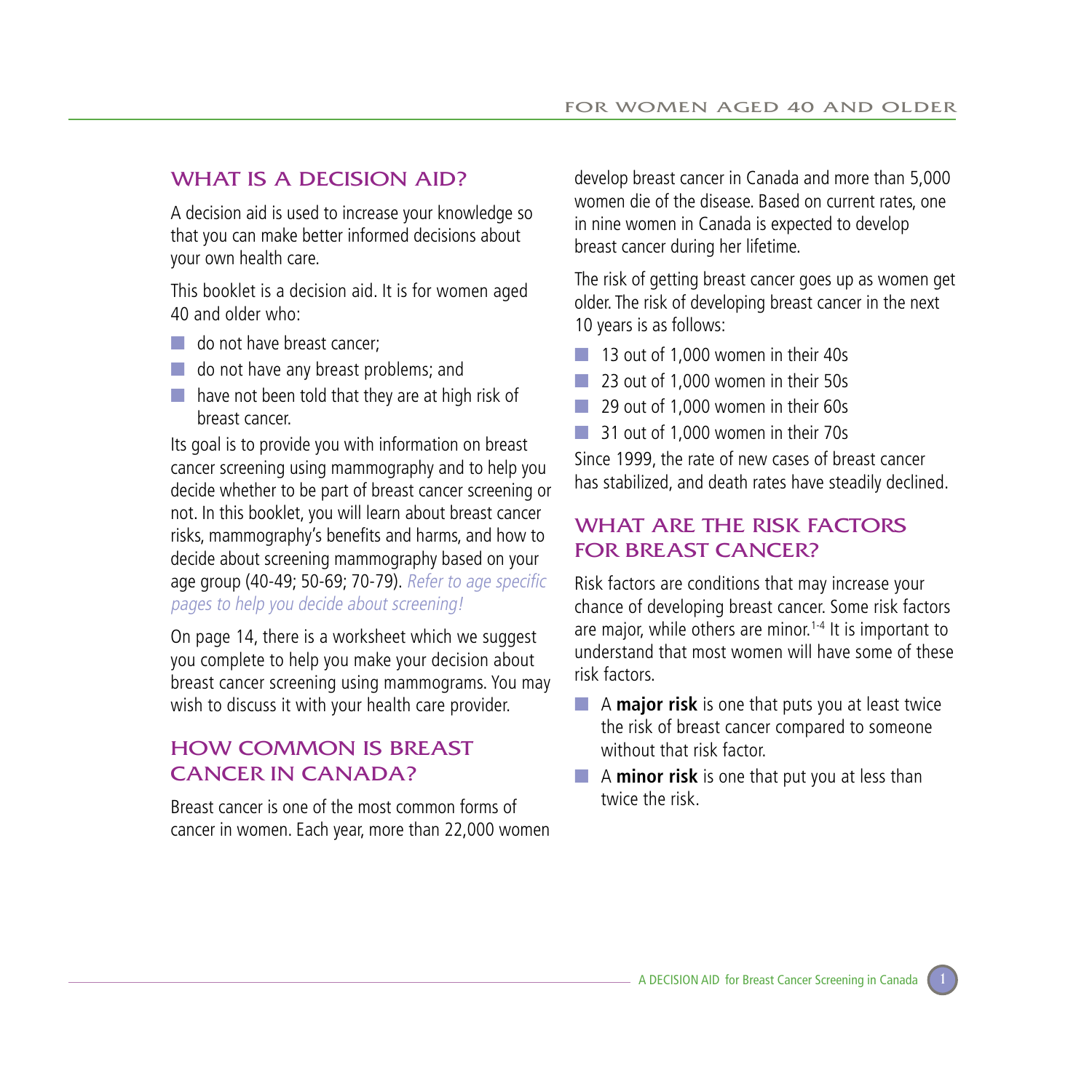## WHAT IS A DECISION AID?

A decision aid is used to increase your knowledge so that you can make better informed decisions about your own health care.

This booklet is a decision aid. It is for women aged 40 and older who:

- do not have breast cancer;
- do not have any breast problems; and
- have not been told that they are at high risk of breast cancer.

Its goal is to provide you with information on breast cancer screening using mammography and to help you decide whether to be part of breast cancer screening or not. In this booklet, you will learn about breast cancer risks, mammography's benefits and harms, and how to decide about screening mammography based on your age group (40-49; 50-69; 70-79). *Refer to age specific pages to help you decide about screening!*

On page 14, there is a worksheet which we suggest you complete to help you make your decision about breast cancer screening using mammograms. You may wish to discuss it with your health care provider.

## HOW COMMON IS BREAST CANCER IN CANADA?

Breast cancer is one of the most common forms of cancer in women. Each year, more than 22,000 women develop breast cancer in Canada and more than 5,000 women die of the disease. Based on current rates, one in nine women in Canada is expected to develop breast cancer during her lifetime.

The risk of getting breast cancer goes up as women get older. The risk of developing breast cancer in the next 10 years is as follows:

- 13 out of 1,000 women in their 40s
- 23 out of 1,000 women in their 50s
- 29 out of 1,000 women in their 60s
- 31 out of 1,000 women in their 70s

Since 1999, the rate of new cases of breast cancer has stabilized, and death rates have steadily declined.

## WHAT ARE THE RISK FACTORS FOR BREAST CANCER?

Risk factors are conditions that may increase your chance of developing breast cancer. Some risk factors are major, while others are minor.[1-4] It is important to understand that most women will have some of these risk factors.

- A **major risk** is one that puts you at least twice the risk of breast cancer compared to someone without that risk factor.
- A **minor risk** is one that put you at less than twice the risk.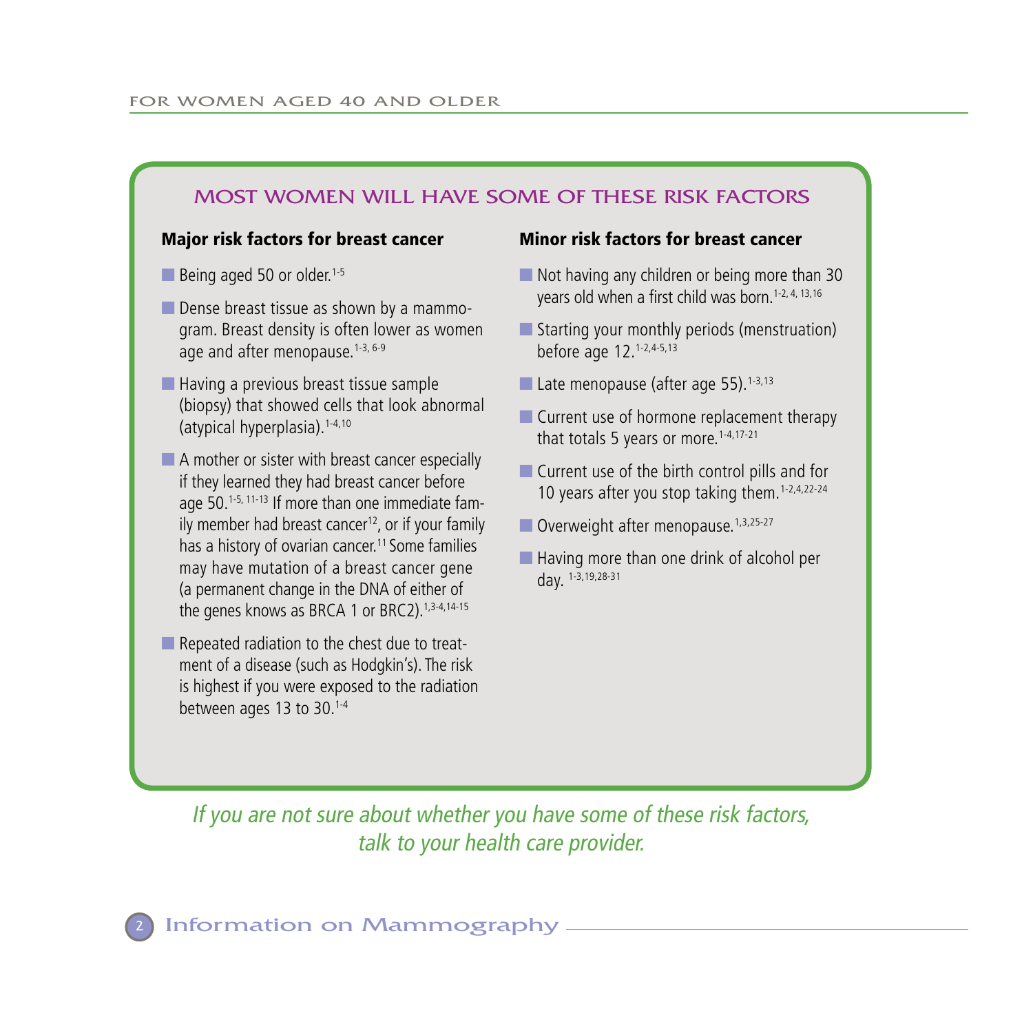## MOST WOMEN WILL HAVE SOME OF THESE RISK FACTORS

### Major risk factors for breast cancer

- Being aged 50 or older.[1-5]
- Dense breast tissue as shown by a mammogram. Breast density is often lower as women age and after menopause.[1-3, 6-9]
- Having a previous breast tissue sample (biopsy) that showed cells that look abnormal (atypical hyperplasia).[1-4,10]
- A mother or sister with breast cancer especially if they learned they had breast cancer before age 50.[1-5, 11-13] If more than one immediate family member had breast cancer[12], or if your family has a history of ovarian cancer.[11] Some families may have mutation of a breast cancer gene (a permanent change in the DNA of either of the genes knows as BRCA 1 or BRC2).[1,3-4,14-15]
- Repeated radiation to the chest due to treatment of a disease (such as Hodgkin's). The risk is highest if you were exposed to the radiation between ages 13 to 30.[1-4]

### Minor risk factors for breast cancer

- Not having any children or being more than 30 years old when a first child was born.[1-2, 4, 13,16]
- Starting your monthly periods (menstruation) before age 12.[1-2,4-5,13]
- Late menopause (after age 55).[1-3,13]
- Current use of hormone replacement therapy that totals 5 years or more.[1-4,17-21]
- Current use of the birth control pills and for 10 years after you stop taking them.[1-2,4,22-24]
- Overweight after menopause.[1,3,25-27]
- Having more than one drink of alcohol per day. [1-3,19,28-31]

*If you are not sure about whether you have some of these risk factors, talk to your health care provider.*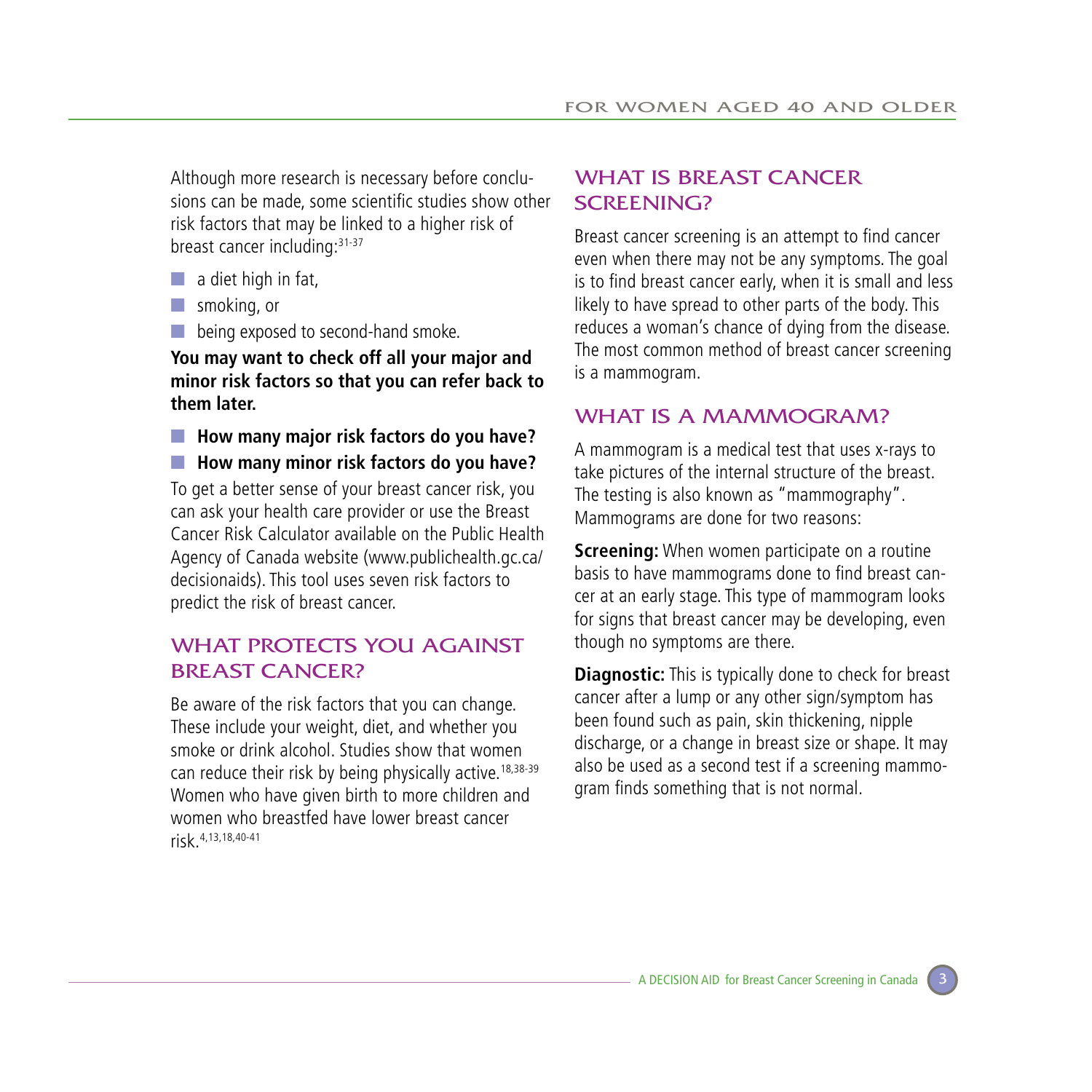Although more research is necessary before conclusions can be made, some scientific studies show other risk factors that may be linked to a higher risk of breast cancer including:[31-37]

- a diet high in fat,
- smoking, or
- being exposed to second-hand smoke.

**You may want to check off all your major and minor risk factors so that you can refer back to them later.**

- **How many major risk factors do you have?**
- **How many minor risk factors do you have?**

To get a better sense of your breast cancer risk, you can ask your health care provider or use the Breast Cancer Risk Calculator available on the Public Health Agency of Canada website (www.publichealth.gc.ca/decisionaids). This tool uses seven risk factors to predict the risk of breast cancer.

## WHAT PROTECTS YOU AGAINST BREAST CANCER?

Be aware of the risk factors that you can change. These include your weight, diet, and whether you smoke or drink alcohol. Studies show that women can reduce their risk by being physically active.[18,38-39] Women who have given birth to more children and women who breastfed have lower breast cancer risk.[4,13,18,40-41]

## WHAT IS BREAST CANCER SCREENING?

Breast cancer screening is an attempt to find cancer even when there may not be any symptoms. The goal is to find breast cancer early, when it is small and less likely to have spread to other parts of the body. This reduces a woman's chance of dying from the disease. The most common method of breast cancer screening is a mammogram.

## WHAT IS A MAMMOGRAM?

A mammogram is a medical test that uses x-rays to take pictures of the internal structure of the breast. The testing is also known as "mammography". Mammograms are done for two reasons:

**Screening:** When women participate on a routine basis to have mammograms done to find breast cancer at an early stage. This type of mammogram looks for signs that breast cancer may be developing, even though no symptoms are there.

**Diagnostic:** This is typically done to check for breast cancer after a lump or any other sign/symptom has been found such as pain, skin thickening, nipple discharge, or a change in breast size or shape. It may also be used as a second test if a screening mammogram finds something that is not normal.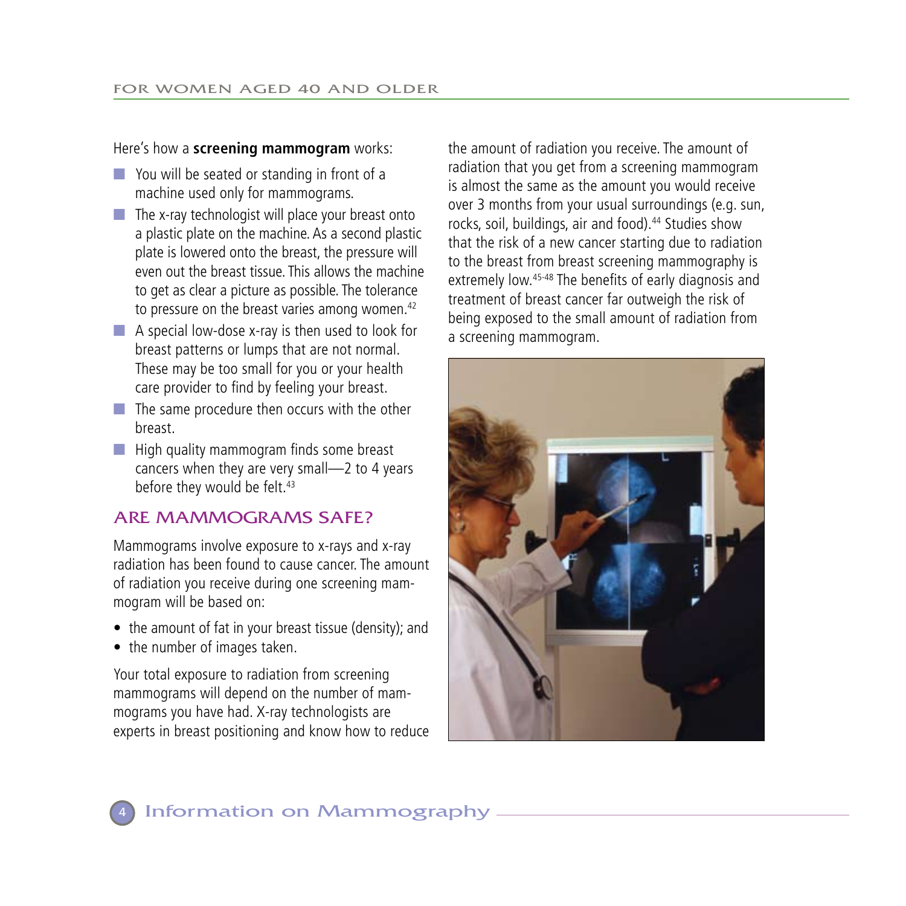Here's how a **screening mammogram** works:

- You will be seated or standing in front of a machine used only for mammograms.
- The x-ray technologist will place your breast onto a plastic plate on the machine. As a second plastic plate is lowered onto the breast, the pressure will even out the breast tissue. This allows the machine to get as clear a picture as possible. The tolerance to pressure on the breast varies among women.[42]
- A special low-dose x-ray is then used to look for breast patterns or lumps that are not normal. These may be too small for you or your health care provider to find by feeling your breast.
- The same procedure then occurs with the other breast.
- High quality mammogram finds some breast cancers when they are very small—2 to 4 years before they would be felt.[43]

## ARE MAMMOGRAMS SAFE?

Mammograms involve exposure to x-rays and x-ray radiation has been found to cause cancer. The amount of radiation you receive during one screening mammogram will be based on:

- the amount of fat in your breast tissue (density); and
- the number of images taken.

Your total exposure to radiation from screening mammograms will depend on the number of mammograms you have had. X-ray technologists are experts in breast positioning and know how to reduce the amount of radiation you receive. The amount of radiation that you get from a screening mammogram is almost the same as the amount you would receive over 3 months from your usual surroundings (e.g. sun, rocks, soil, buildings, air and food).[44] Studies show that the risk of a new cancer starting due to radiation to the breast from breast screening mammography is extremely low.[45-48] The benefits of early diagnosis and treatment of breast cancer far outweigh the risk of being exposed to the small amount of radiation from a screening mammogram.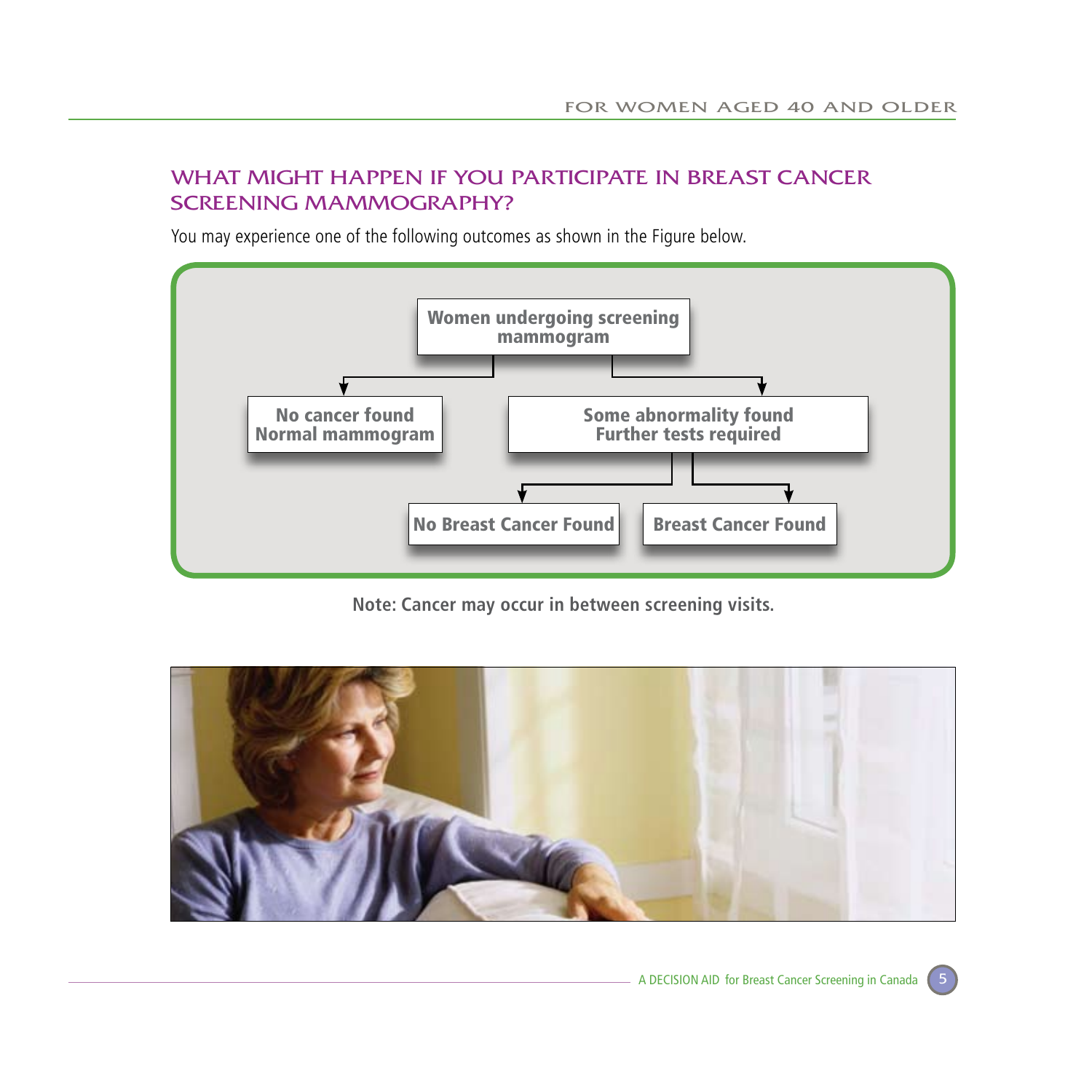## WHAT MIGHT HAPPEN IF YOU PARTICIPATE IN BREAST CANCER SCREENING MAMMOGRAPHY?

You may experience one of the following outcomes as shown in the Figure below.

- **Women undergoing screening mammogram**
  - **No cancer found Normal mammogram**
  - **Some abnormality found Further tests required**
    - **No Breast Cancer Found**
    - **Breast Cancer Found**

**Note: Cancer may occur in between screening visits.**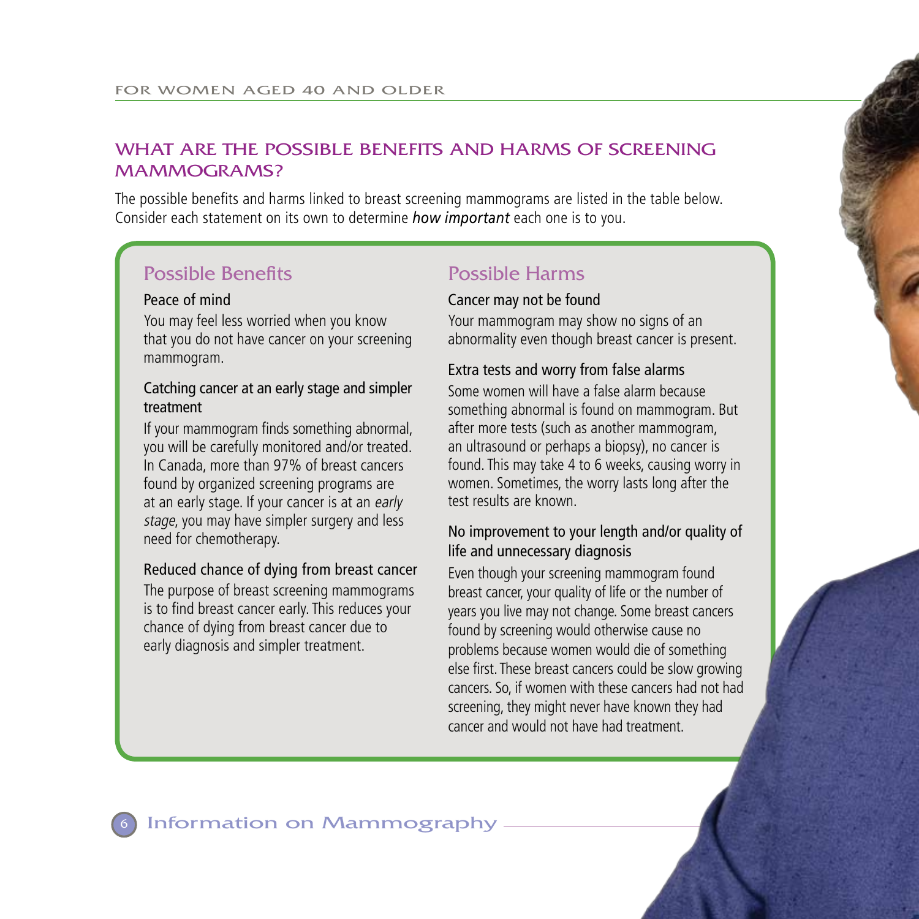## WHAT ARE THE POSSIBLE BENEFITS AND HARMS OF SCREENING MAMMOGRAMS?

The possible benefits and harms linked to breast screening mammograms are listed in the table below. Consider each statement on its own to determine ***how important*** each one is to you.

### Possible Benefits

**Peace of mind**

You may feel less worried when you know that you do not have cancer on your screening mammogram.

**Catching cancer at an early stage and simpler treatment**

If your mammogram finds something abnormal, you will be carefully monitored and/or treated. In Canada, more than 97% of breast cancers found by organized screening programs are at an early stage. If your cancer is at an *early stage*, you may have simpler surgery and less need for chemotherapy.

**Reduced chance of dying from breast cancer**

The purpose of breast screening mammograms is to find breast cancer early. This reduces your chance of dying from breast cancer due to early diagnosis and simpler treatment.

### Possible Harms

**Cancer may not be found**

Your mammogram may show no signs of an abnormality even though breast cancer is present.

**Extra tests and worry from false alarms**

Some women will have a false alarm because something abnormal is found on mammogram. But after more tests (such as another mammogram, an ultrasound or perhaps a biopsy), no cancer is found. This may take 4 to 6 weeks, causing worry in women. Sometimes, the worry lasts long after the test results are known.

**No improvement to your length and/or quality of life and unnecessary diagnosis**

Even though your screening mammogram found breast cancer, your quality of life or the number of years you live may not change. Some breast cancers found by screening would otherwise cause no problems because women would die of something else first. These breast cancers could be slow growing cancers. So, if women with these cancers had not had screening, they might never have known they had cancer and would not have had treatment.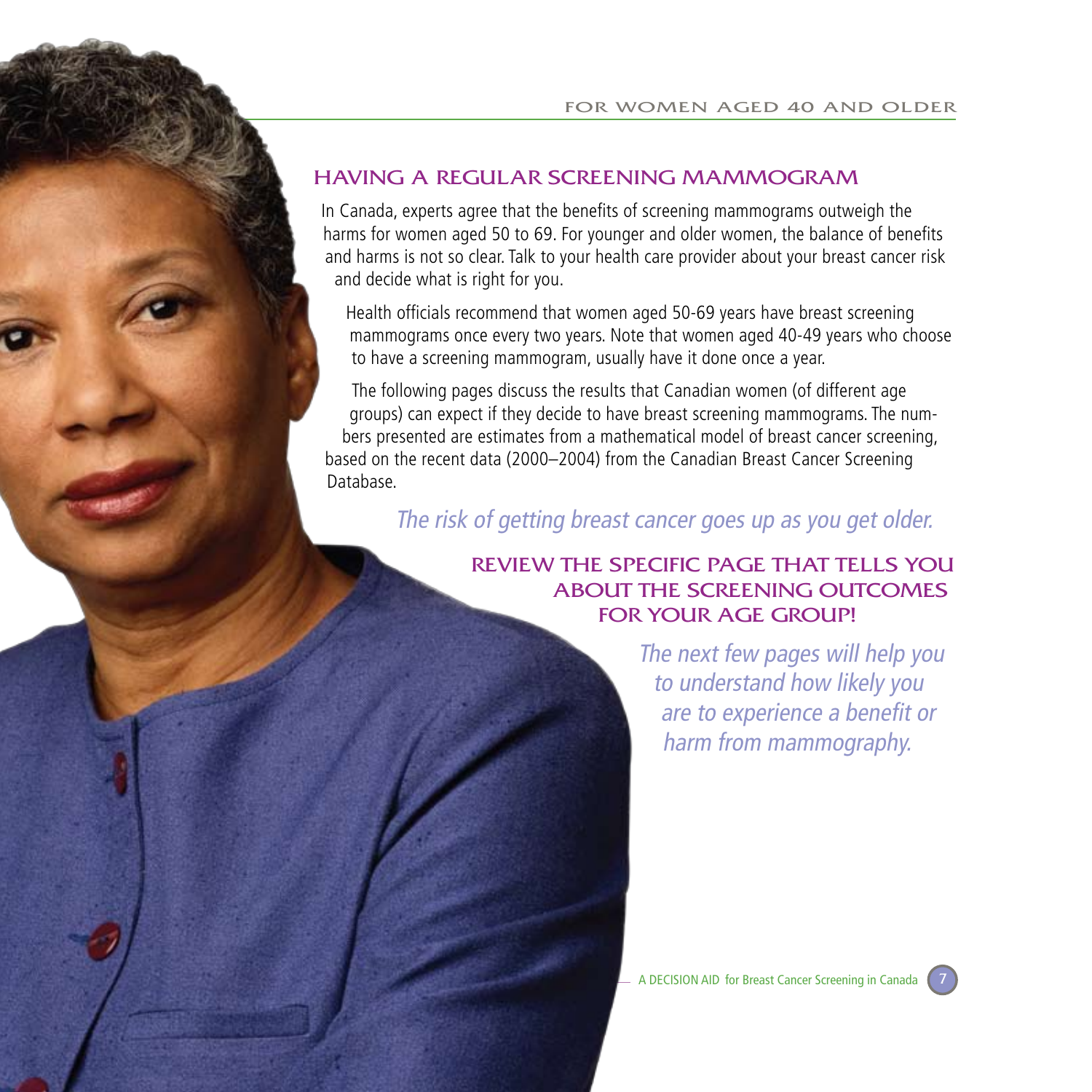## HAVING A REGULAR SCREENING MAMMOGRAM

In Canada, experts agree that the benefits of screening mammograms outweigh the harms for women aged 50 to 69. For younger and older women, the balance of benefits and harms is not so clear. Talk to your health care provider about your breast cancer risk and decide what is right for you.

Health officials recommend that women aged 50-69 years have breast screening mammograms once every two years. Note that women aged 40-49 years who choose to have a screening mammogram, usually have it done once a year.

The following pages discuss the results that Canadian women (of different age groups) can expect if they decide to have breast screening mammograms. The numbers presented are estimates from a mathematical model of breast cancer screening, based on the recent data (2000–2004) from the Canadian Breast Cancer Screening Database.

*The risk of getting breast cancer goes up as you get older.*

### REVIEW THE SPECIFIC PAGE THAT TELLS YOU ABOUT THE SCREENING OUTCOMES FOR YOUR AGE GROUP!

*The next few pages will help you to understand how likely you are to experience a benefit or harm from mammography.*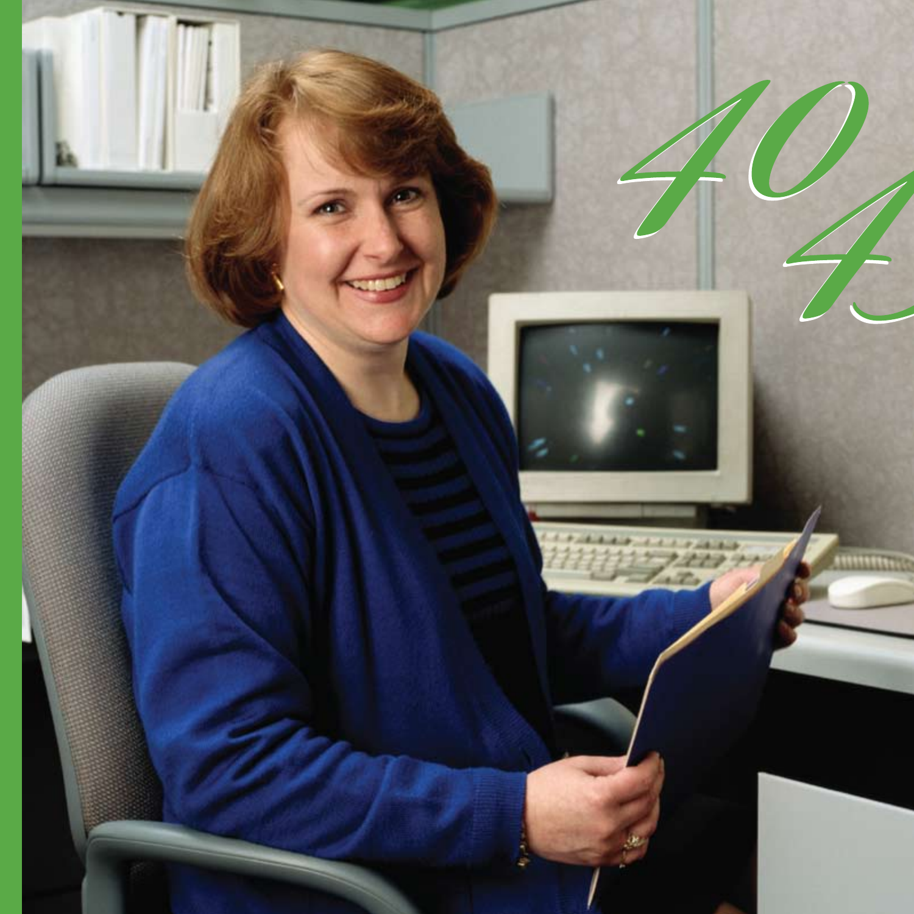40

4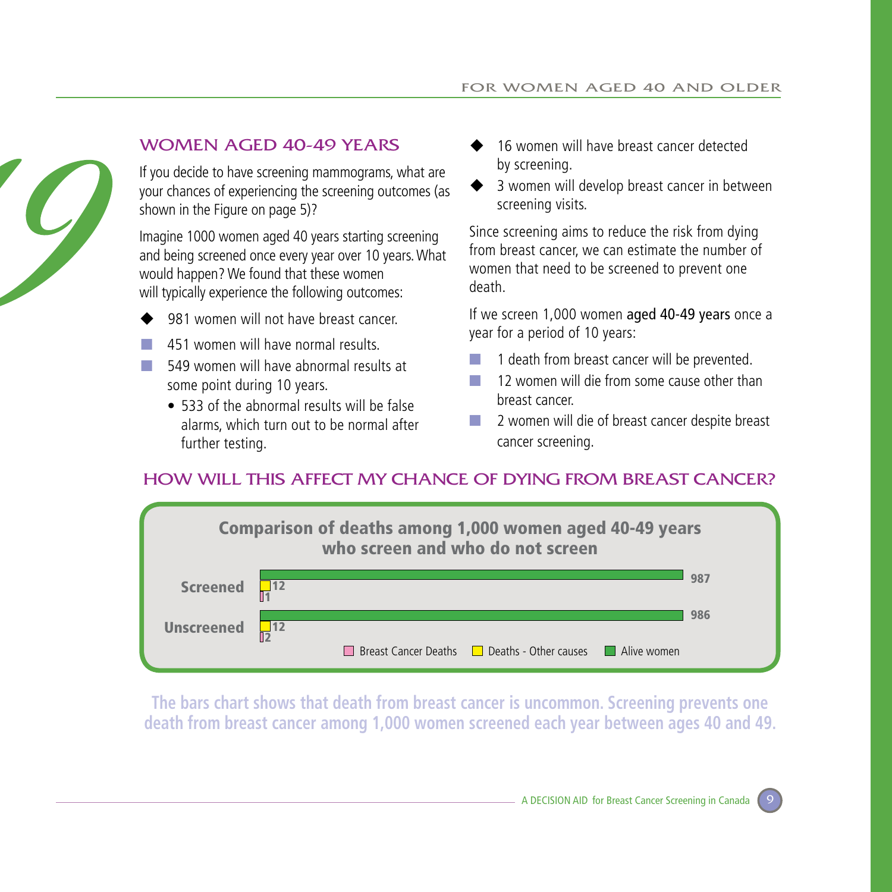## WOMEN AGED 40-49 YEARS

If you decide to have screening mammograms, what are your chances of experiencing the screening outcomes (as shown in the Figure on page 5)?

Imagine 1000 women aged 40 years starting screening and being screened once every year over 10 years. What would happen? We found that these women will typically experience the following outcomes:

- 981 women will not have breast cancer.
  - 451 women will have normal results.
  - 549 women will have abnormal results at some point during 10 years.
    - 533 of the abnormal results will be false alarms, which turn out to be normal after further testing.
- 16 women will have breast cancer detected by screening.
- 3 women will develop breast cancer in between screening visits.

Since screening aims to reduce the risk from dying from breast cancer, we can estimate the number of women that need to be screened to prevent one death.

If we screen 1,000 women aged 40-49 years once a year for a period of 10 years:

- 1 death from breast cancer will be prevented.
- 12 women will die from some cause other than breast cancer.
- 2 women will die of breast cancer despite breast cancer screening.

## HOW WILL THIS AFFECT MY CHANCE OF DYING FROM BREAST CANCER?

**Comparison of deaths among 1,000 women aged 40-49 years who screen and who do not screen**

| | Breast Cancer Deaths | Deaths - Other causes | Alive women |
|---|---|---|---|
| Screened | 1 | 12 | 987 |
| Unscreened | 2 | 12 | 986 |

**The bars chart shows that death from breast cancer is uncommon. Screening prevents one death from breast cancer among 1,000 women screened each year between ages 40 and 49.**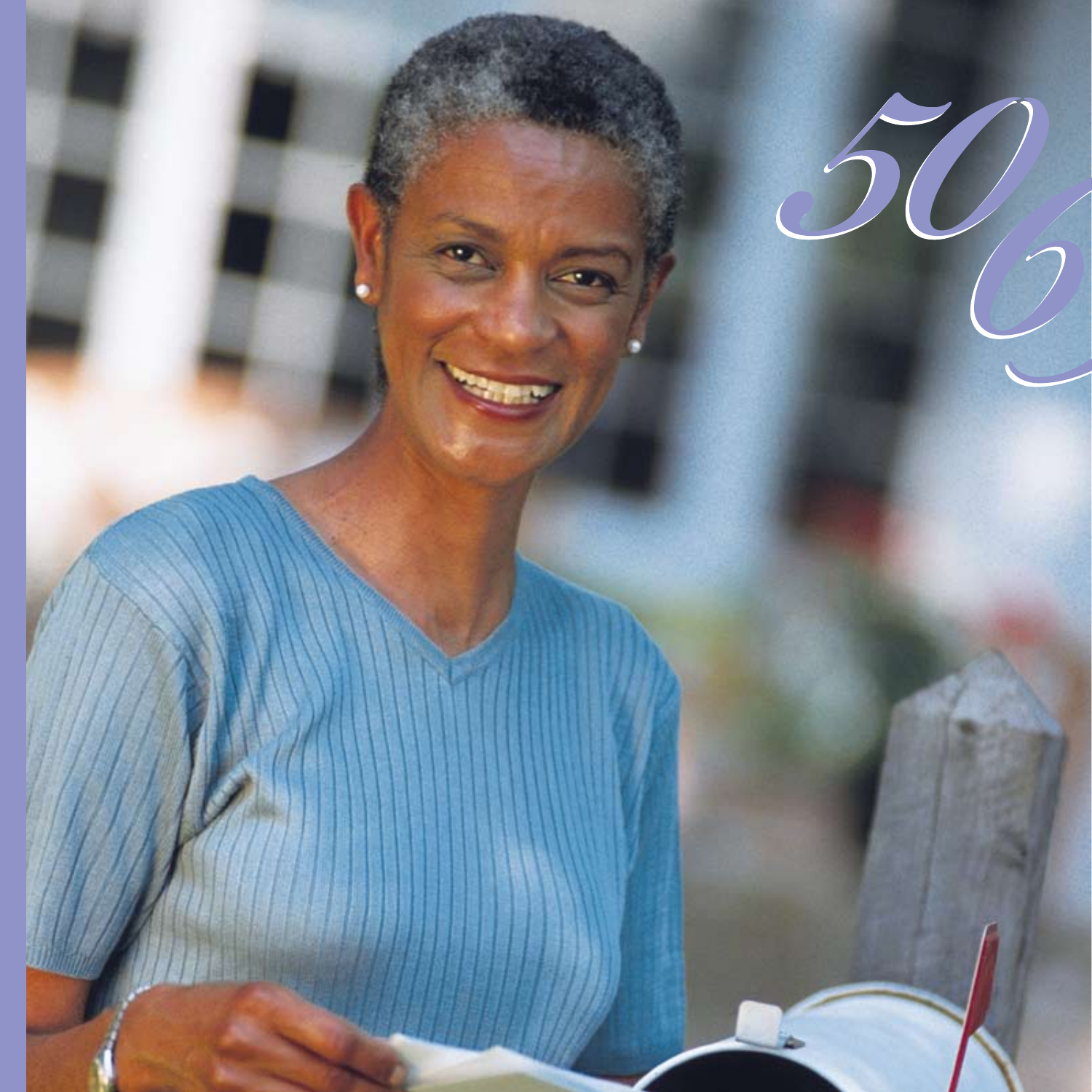50

6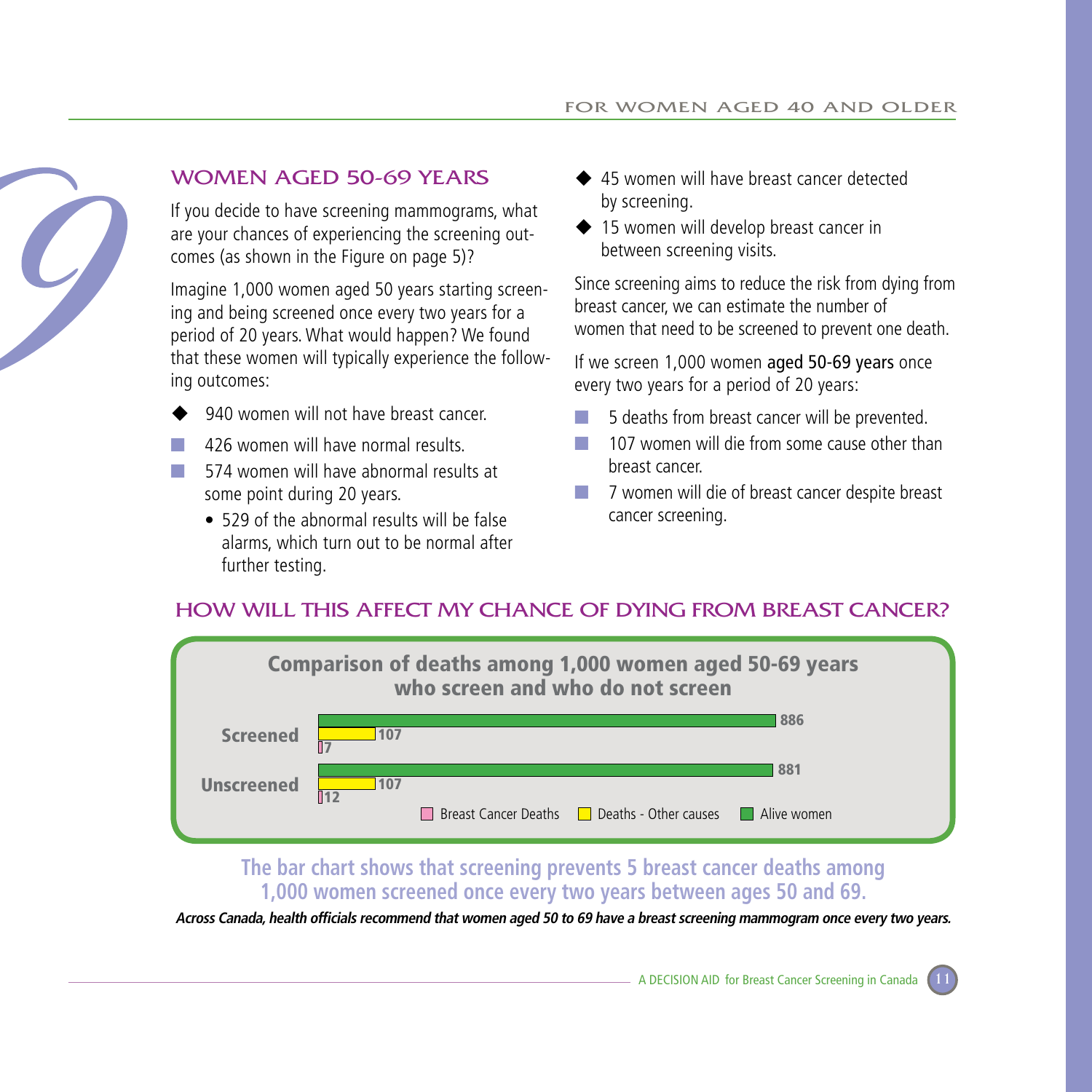## WOMEN AGED 50-69 YEARS

If you decide to have screening mammograms, what are your chances of experiencing the screening outcomes (as shown in the Figure on page 5)?

Imagine 1,000 women aged 50 years starting screening and being screened once every two years for a period of 20 years. What would happen? We found that these women will typically experience the following outcomes:

- 940 women will not have breast cancer.
  - 426 women will have normal results.
  - 574 women will have abnormal results at some point during 20 years.
    - 529 of the abnormal results will be false alarms, which turn out to be normal after further testing.
- 45 women will have breast cancer detected by screening.
- 15 women will develop breast cancer in between screening visits.

Since screening aims to reduce the risk from dying from breast cancer, we can estimate the number of women that need to be screened to prevent one death.

If we screen 1,000 women aged 50-69 years once every two years for a period of 20 years:

- 5 deaths from breast cancer will be prevented.
- 107 women will die from some cause other than breast cancer.
- 7 women will die of breast cancer despite breast cancer screening.

## HOW WILL THIS AFFECT MY CHANCE OF DYING FROM BREAST CANCER?

**Comparison of deaths among 1,000 women aged 50-69 years who screen and who do not screen**

| | Breast Cancer Deaths | Deaths - Other causes | Alive women |
|---|---|---|---|
| Screened | 7 | 107 | 886 |
| Unscreened | 12 | 107 | 881 |

**The bar chart shows that screening prevents 5 breast cancer deaths among 1,000 women screened once every two years between ages 50 and 69.**

***Across Canada, health officials recommend that women aged 50 to 69 have a breast screening mammogram once every two years.***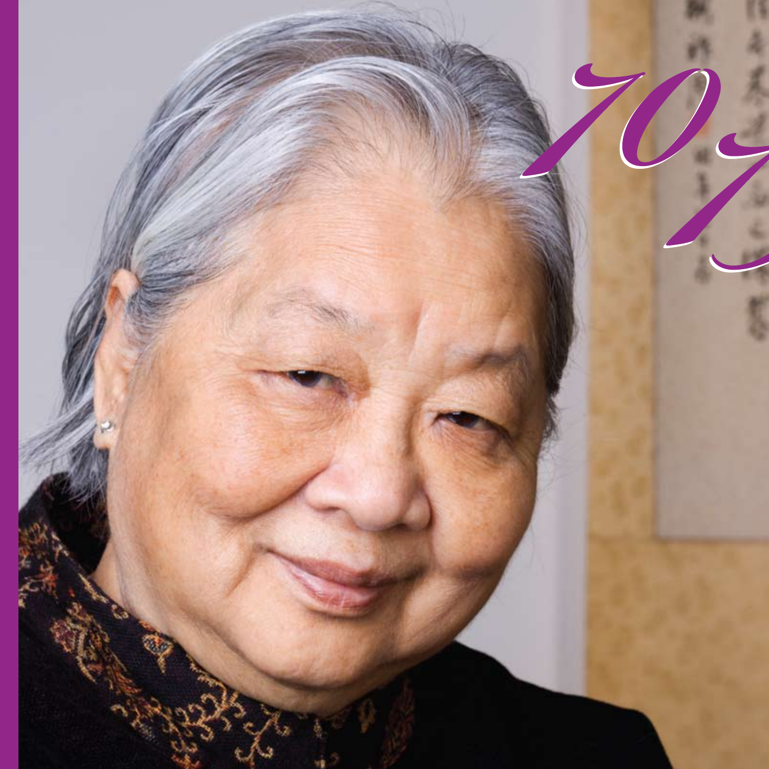70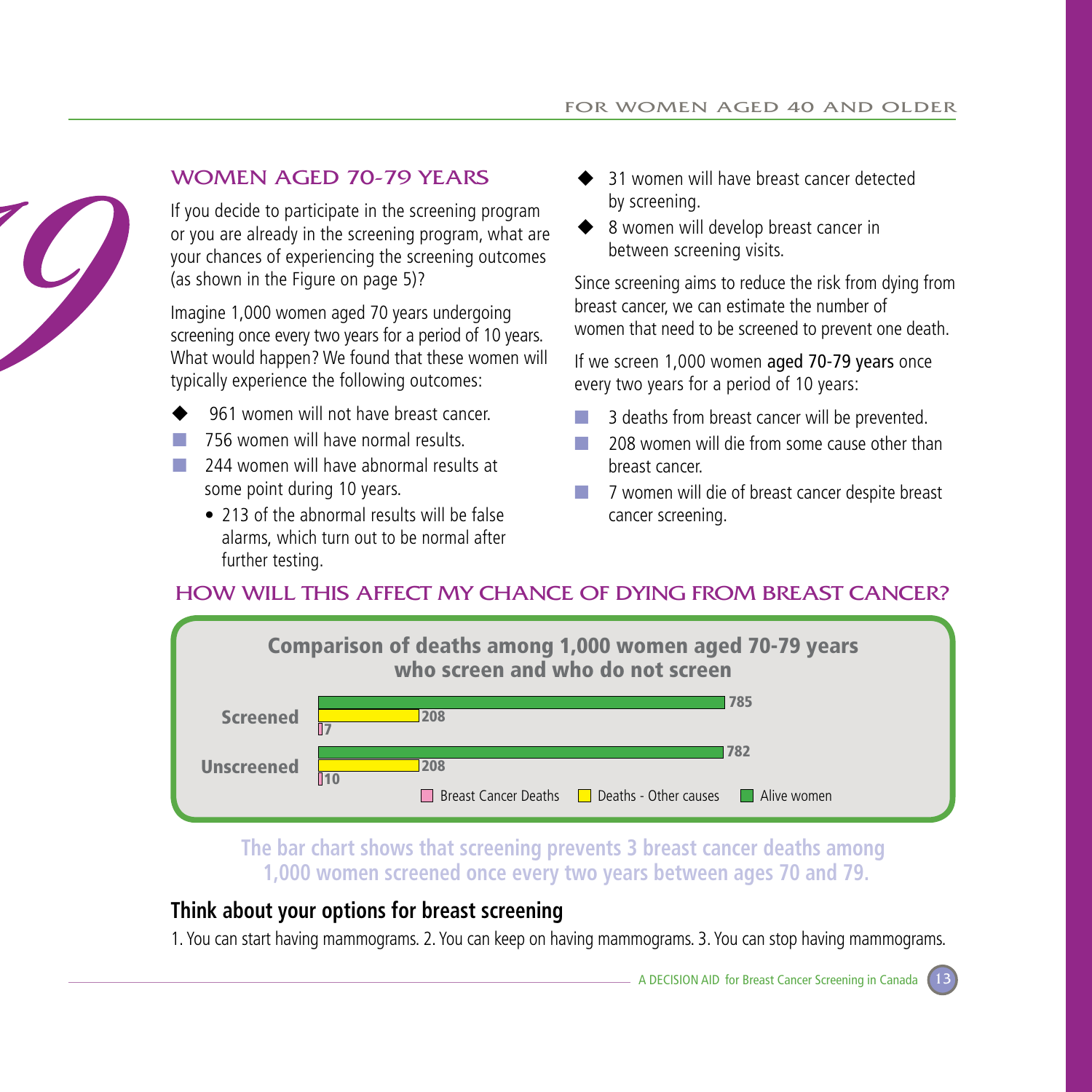## WOMEN AGED 70-79 YEARS

If you decide to participate in the screening program or you are already in the screening program, what are your chances of experiencing the screening outcomes (as shown in the Figure on page 5)?

Imagine 1,000 women aged 70 years undergoing screening once every two years for a period of 10 years. What would happen? We found that these women will typically experience the following outcomes:

- 961 women will not have breast cancer.
- 756 women will have normal results.
- 244 women will have abnormal results at some point during 10 years.
  - 213 of the abnormal results will be false alarms, which turn out to be normal after further testing.
- 31 women will have breast cancer detected by screening.
- 8 women will develop breast cancer in between screening visits.

Since screening aims to reduce the risk from dying from breast cancer, we can estimate the number of women that need to be screened to prevent one death.

If we screen 1,000 women **aged 70-79 years** once every two years for a period of 10 years:

- 3 deaths from breast cancer will be prevented.
- 208 women will die from some cause other than breast cancer.
- 7 women will die of breast cancer despite breast cancer screening.

## HOW WILL THIS AFFECT MY CHANCE OF DYING FROM BREAST CANCER?

**Comparison of deaths among 1,000 women aged 70-79 years who screen and who do not screen**

| | Breast Cancer Deaths | Deaths - Other causes | Alive women |
|---|---|---|---|
| Screened | 7 | 208 | 785 |
| Unscreened | 10 | 208 | 782 |

**The bar chart shows that screening prevents 3 breast cancer deaths among 1,000 women screened once every two years between ages 70 and 79.**

## Think about your options for breast screening

1. You can start having mammograms. 2. You can keep on having mammograms. 3. You can stop having mammograms.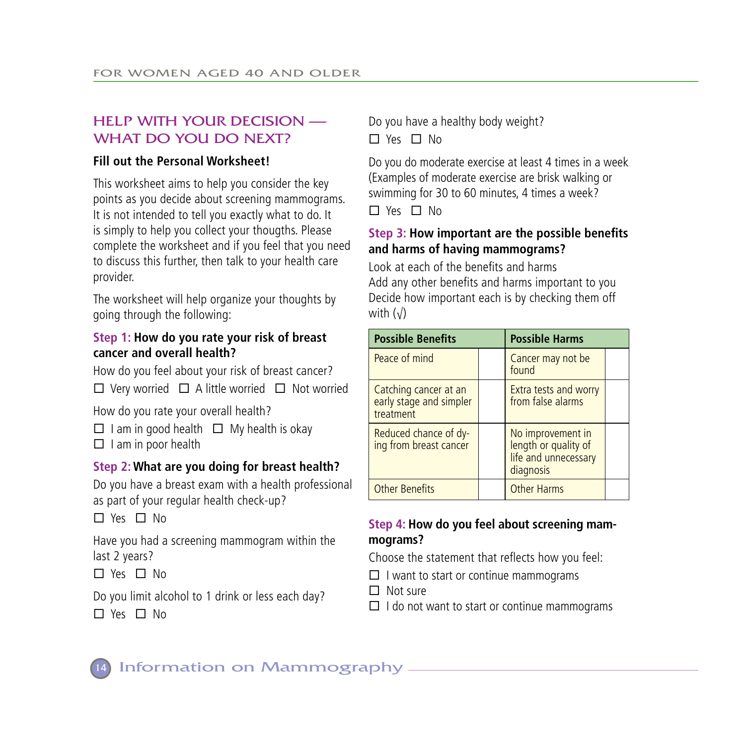## HELP WITH YOUR DECISION — WHAT DO YOU DO NEXT?

**Fill out the Personal Worksheet!**

This worksheet aims to help you consider the key points as you decide about screening mammograms. It is not intended to tell you exactly what to do. It is simply to help you collect your thougths. Please complete the worksheet and if you feel that you need to discuss this further, then talk to your health care provider.

The worksheet will help organize your thoughts by going through the following:

### Step 1: How do you rate your risk of breast cancer and overall health?

How do you feel about your risk of breast cancer?

☐ Very worried ☐ A little worried ☐ Not worried

How do you rate your overall health?

☐ I am in good health ☐ My health is okay
☐ I am in poor health

### Step 2: What are you doing for breast health?

Do you have a breast exam with a health professional as part of your regular health check-up?

☐ Yes ☐ No

Have you had a screening mammogram within the last 2 years?

☐ Yes ☐ No

Do you limit alcohol to 1 drink or less each day?

☐ Yes ☐ No

Do you have a healthy body weight?

☐ Yes ☐ No

Do you do moderate exercise at least 4 times in a week (Examples of moderate exercise are brisk walking or swimming for 30 to 60 minutes, 4 times a week?

☐ Yes ☐ No

### Step 3: How important are the possible benefits and harms of having mammograms?

Look at each of the benefits and harms
Add any other benefits and harms important to you
Decide how important each is by checking them off with (√)

| Possible Benefits | | Possible Harms | |
|---|---|---|---|
| Peace of mind | | Cancer may not be found | |
| Catching cancer at an early stage and simpler treatment | | Extra tests and worry from false alarms | |
| Reduced chance of dying from breast cancer | | No improvement in length or quality of life and unnecessary diagnosis | |
| Other Benefits | | Other Harms | |

### Step 4: How do you feel about screening mammograms?

Choose the statement that reflects how you feel:

☐ I want to start or continue mammograms
☐ Not sure
☐ I do not want to start or continue mammograms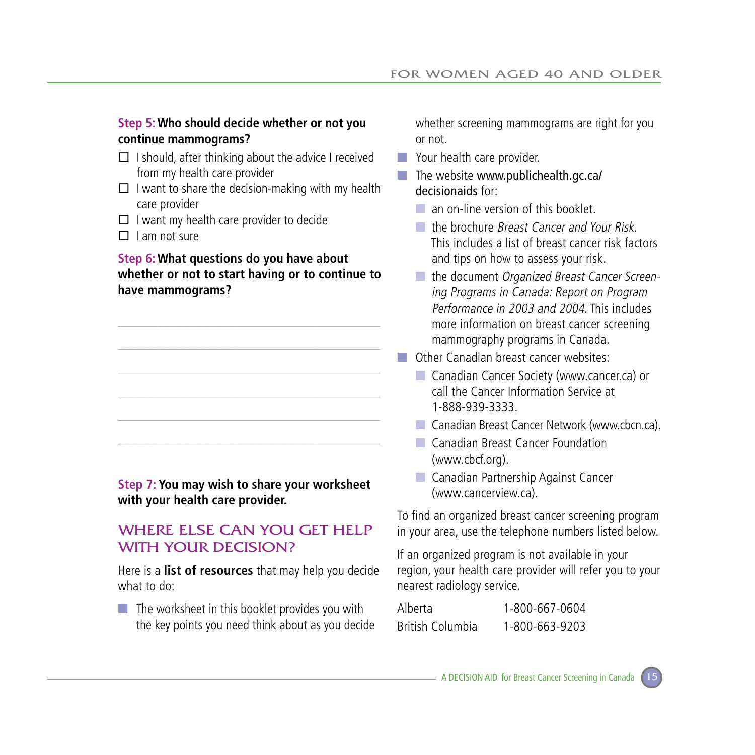**Step 5: Who should decide whether or not you continue mammograms?**

- ☐ I should, after thinking about the advice I received from my health care provider
- ☐ I want to share the decision-making with my health care provider
- ☐ I want my health care provider to decide
- ☐ I am not sure

**Step 6: What questions do you have about whether or not to start having or to continue to have mammograms?**

\_\_\_\_\_\_\_\_\_\_\_\_\_\_\_\_\_\_\_\_\_\_\_\_\_\_\_\_\_\_\_\_\_\_\_\_\_\_\_\_\_\_\_\_

\_\_\_\_\_\_\_\_\_\_\_\_\_\_\_\_\_\_\_\_\_\_\_\_\_\_\_\_\_\_\_\_\_\_\_\_\_\_\_\_\_\_\_\_

\_\_\_\_\_\_\_\_\_\_\_\_\_\_\_\_\_\_\_\_\_\_\_\_\_\_\_\_\_\_\_\_\_\_\_\_\_\_\_\_\_\_\_\_

\_\_\_\_\_\_\_\_\_\_\_\_\_\_\_\_\_\_\_\_\_\_\_\_\_\_\_\_\_\_\_\_\_\_\_\_\_\_\_\_\_\_\_\_

\_\_\_\_\_\_\_\_\_\_\_\_\_\_\_\_\_\_\_\_\_\_\_\_\_\_\_\_\_\_\_\_\_\_\_\_\_\_\_\_\_\_\_\_

\_\_\_\_\_\_\_\_\_\_\_\_\_\_\_\_\_\_\_\_\_\_\_\_\_\_\_\_\_\_\_\_\_\_\_\_\_\_\_\_\_\_\_\_

**Step 7: You may wish to share your worksheet with your health care provider.**

## WHERE ELSE CAN YOU GET HELP WITH YOUR DECISION?

Here is a **list of resources** that may help you decide what to do:

- The worksheet in this booklet provides you with the key points you need think about as you decide whether screening mammograms are right for you or not.
- Your health care provider.
- The website www.publichealth.gc.ca/decisionaids for:
  - an on-line version of this booklet.
  - the brochure *Breast Cancer and Your Risk*. This includes a list of breast cancer risk factors and tips on how to assess your risk.
  - the document *Organized Breast Cancer Screening Programs in Canada: Report on Program Performance in 2003 and 2004*. This includes more information on breast cancer screening mammography programs in Canada.
- Other Canadian breast cancer websites:
  - Canadian Cancer Society (www.cancer.ca) or call the Cancer Information Service at 1-888-939-3333.
  - Canadian Breast Cancer Network (www.cbcn.ca).
  - Canadian Breast Cancer Foundation (www.cbcf.org).
  - Canadian Partnership Against Cancer (www.cancerview.ca).

To find an organized breast cancer screening program in your area, use the telephone numbers listed below.

If an organized program is not available in your region, your health care provider will refer you to your nearest radiology service.

| | |
|---|---|
| Alberta | 1-800-667-0604 |
| British Columbia | 1-800-663-9203 |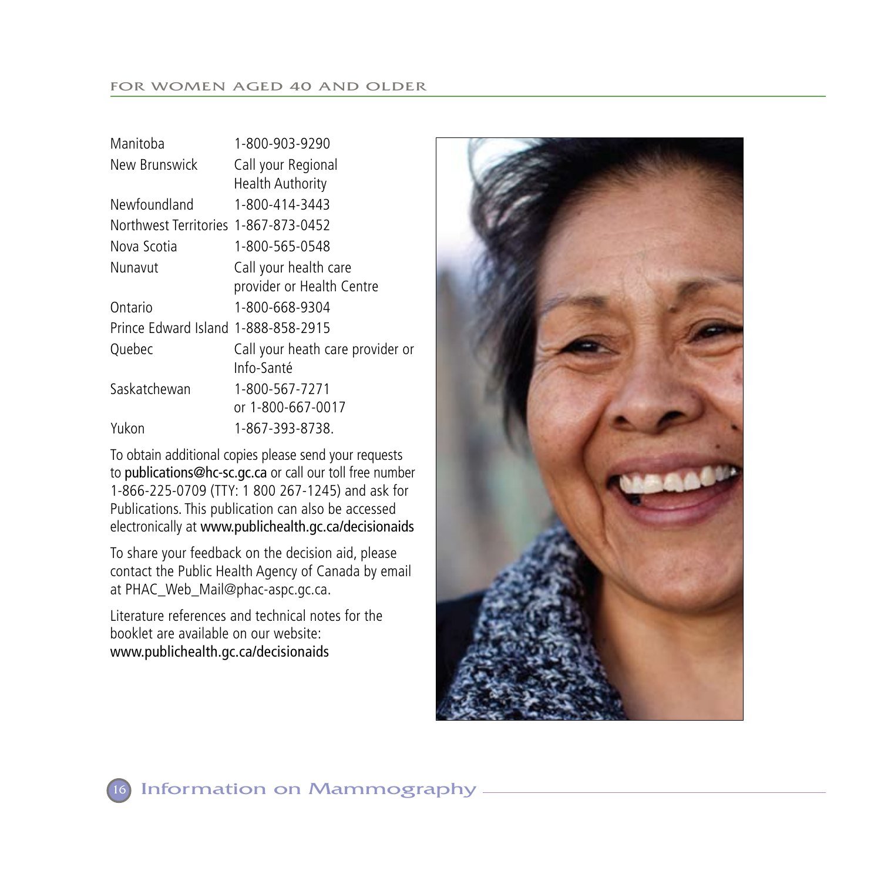| | |
|---|---|
| Manitoba | 1-800-903-9290 |
| New Brunswick | Call your Regional Health Authority |
| Newfoundland | 1-800-414-3443 |
| Northwest Territories | 1-867-873-0452 |
| Nova Scotia | 1-800-565-0548 |
| Nunavut | Call your health care provider or Health Centre |
| Ontario | 1-800-668-9304 |
| Prince Edward Island | 1-888-858-2915 |
| Quebec | Call your heath care provider or Info-Santé |
| Saskatchewan | 1-800-567-7271 or 1-800-667-0017 |
| Yukon | 1-867-393-8738. |

To obtain additional copies please send your requests to **publications@hc-sc.gc.ca** or call our toll free number 1-866-225-0709 (TTY: 1 800 267-1245) and ask for Publications. This publication can also be accessed electronically at **www.publichealth.gc.ca/decisionaids**

To share your feedback on the decision aid, please contact the Public Health Agency of Canada by email at PHAC_Web_Mail@phac-aspc.gc.ca.

Literature references and technical notes for the booklet are available on our website: **www.publichealth.gc.ca/decisionaids**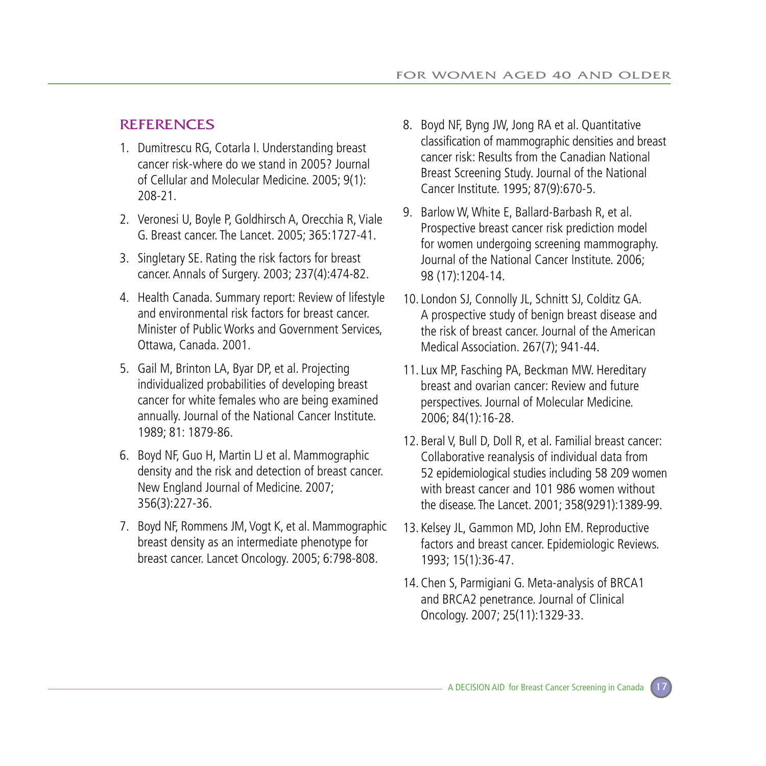## REFERENCES

1. Dumitrescu RG, Cotarla I. Understanding breast cancer risk-where do we stand in 2005? Journal of Cellular and Molecular Medicine. 2005; 9(1): 208-21.
2. Veronesi U, Boyle P, Goldhirsch A, Orecchia R, Viale G. Breast cancer. The Lancet. 2005; 365:1727-41.
3. Singletary SE. Rating the risk factors for breast cancer. Annals of Surgery. 2003; 237(4):474-82.
4. Health Canada. Summary report: Review of lifestyle and environmental risk factors for breast cancer. Minister of Public Works and Government Services, Ottawa, Canada. 2001.
5. Gail M, Brinton LA, Byar DP, et al. Projecting individualized probabilities of developing breast cancer for white females who are being examined annually. Journal of the National Cancer Institute. 1989; 81: 1879-86.
6. Boyd NF, Guo H, Martin LJ et al. Mammographic density and the risk and detection of breast cancer. New England Journal of Medicine. 2007; 356(3):227-36.
7. Boyd NF, Rommens JM, Vogt K, et al. Mammographic breast density as an intermediate phenotype for breast cancer. Lancet Oncology. 2005; 6:798-808.
8. Boyd NF, Byng JW, Jong RA et al. Quantitative classification of mammographic densities and breast cancer risk: Results from the Canadian National Breast Screening Study. Journal of the National Cancer Institute. 1995; 87(9):670-5.
9. Barlow W, White E, Ballard-Barbash R, et al. Prospective breast cancer risk prediction model for women undergoing screening mammography. Journal of the National Cancer Institute. 2006; 98 (17):1204-14.
10. London SJ, Connolly JL, Schnitt SJ, Colditz GA. A prospective study of benign breast disease and the risk of breast cancer. Journal of the American Medical Association. 267(7); 941-44.
11. Lux MP, Fasching PA, Beckman MW. Hereditary breast and ovarian cancer: Review and future perspectives. Journal of Molecular Medicine. 2006; 84(1):16-28.
12. Beral V, Bull D, Doll R, et al. Familial breast cancer: Collaborative reanalysis of individual data from 52 epidemiological studies including 58 209 women with breast cancer and 101 986 women without the disease. The Lancet. 2001; 358(9291):1389-99.
13. Kelsey JL, Gammon MD, John EM. Reproductive factors and breast cancer. Epidemiologic Reviews. 1993; 15(1):36-47.
14. Chen S, Parmigiani G. Meta-analysis of BRCA1 and BRCA2 penetrance. Journal of Clinical Oncology. 2007; 25(11):1329-33.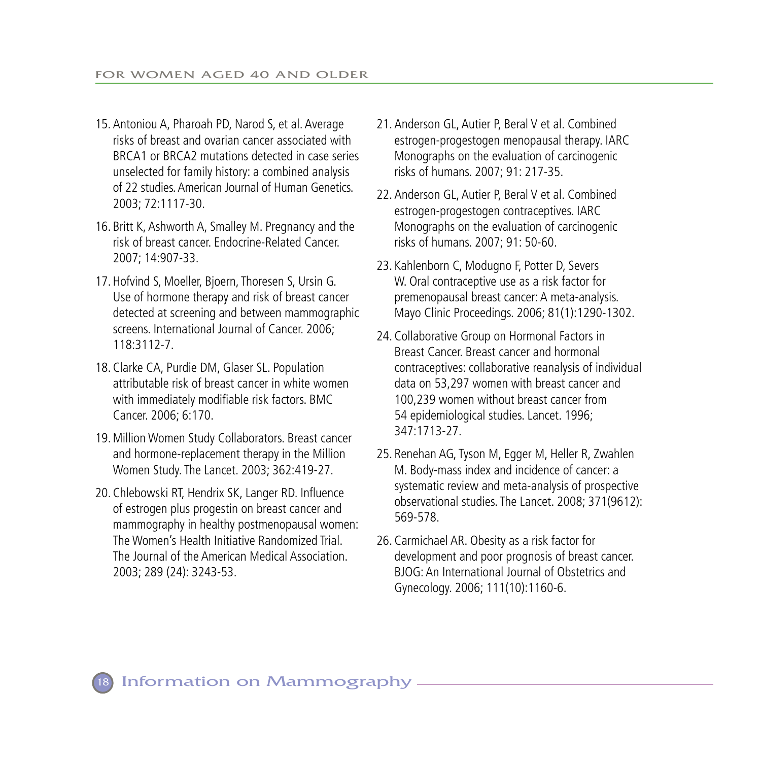15. Antoniou A, Pharoah PD, Narod S, et al. Average risks of breast and ovarian cancer associated with BRCA1 or BRCA2 mutations detected in case series unselected for family history: a combined analysis of 22 studies. American Journal of Human Genetics. 2003; 72:1117-30.

16. Britt K, Ashworth A, Smalley M. Pregnancy and the risk of breast cancer. Endocrine-Related Cancer. 2007; 14:907-33.

17. Hofvind S, Moeller, Bjoern, Thoresen S, Ursin G. Use of hormone therapy and risk of breast cancer detected at screening and between mammographic screens. International Journal of Cancer. 2006; 118:3112-7.

18. Clarke CA, Purdie DM, Glaser SL. Population attributable risk of breast cancer in white women with immediately modifiable risk factors. BMC Cancer. 2006; 6:170.

19. Million Women Study Collaborators. Breast cancer and hormone-replacement therapy in the Million Women Study. The Lancet. 2003; 362:419-27.

20. Chlebowski RT, Hendrix SK, Langer RD. Influence of estrogen plus progestin on breast cancer and mammography in healthy postmenopausal women: The Women's Health Initiative Randomized Trial. The Journal of the American Medical Association. 2003; 289 (24): 3243-53.

21. Anderson GL, Autier P, Beral V et al. Combined estrogen-progestogen menopausal therapy. IARC Monographs on the evaluation of carcinogenic risks of humans. 2007; 91: 217-35.

22. Anderson GL, Autier P, Beral V et al. Combined estrogen-progestogen contraceptives. IARC Monographs on the evaluation of carcinogenic risks of humans. 2007; 91: 50-60.

23. Kahlenborn C, Modugno F, Potter D, Severs W. Oral contraceptive use as a risk factor for premenopausal breast cancer: A meta-analysis. Mayo Clinic Proceedings. 2006; 81(1):1290-1302.

24. Collaborative Group on Hormonal Factors in Breast Cancer. Breast cancer and hormonal contraceptives: collaborative reanalysis of individual data on 53,297 women with breast cancer and 100,239 women without breast cancer from 54 epidemiological studies. Lancet. 1996; 347:1713-27.

25. Renehan AG, Tyson M, Egger M, Heller R, Zwahlen M. Body-mass index and incidence of cancer: a systematic review and meta-analysis of prospective observational studies. The Lancet. 2008; 371(9612): 569-578.

26. Carmichael AR. Obesity as a risk factor for development and poor prognosis of breast cancer. BJOG: An International Journal of Obstetrics and Gynecology. 2006; 111(10):1160-6.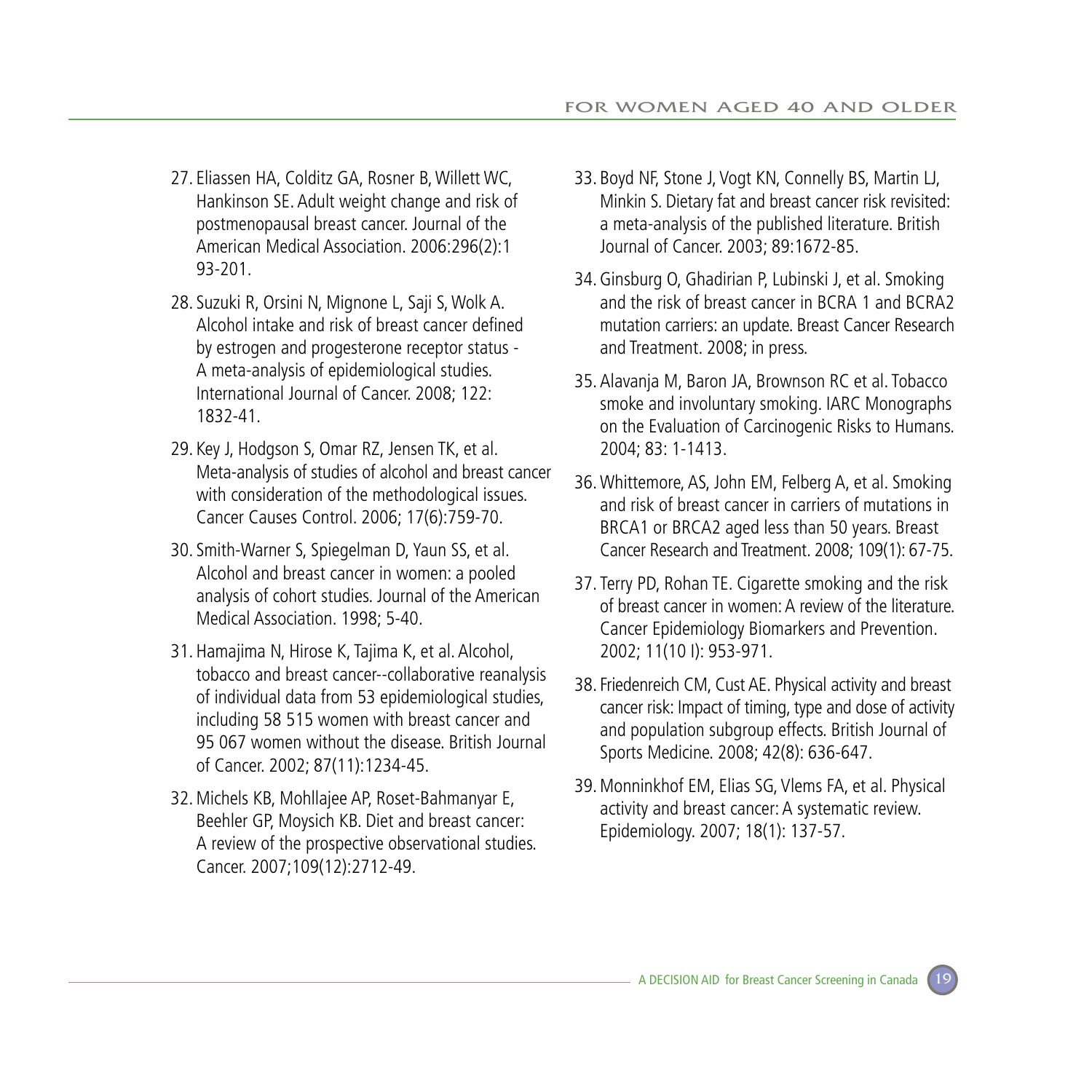27. Eliassen HA, Colditz GA, Rosner B, Willett WC, Hankinson SE. Adult weight change and risk of postmenopausal breast cancer. Journal of the American Medical Association. 2006:296(2):1 93-201.

28. Suzuki R, Orsini N, Mignone L, Saji S, Wolk A. Alcohol intake and risk of breast cancer defined by estrogen and progesterone receptor status - A meta-analysis of epidemiological studies. International Journal of Cancer. 2008; 122: 1832-41.

29. Key J, Hodgson S, Omar RZ, Jensen TK, et al. Meta-analysis of studies of alcohol and breast cancer with consideration of the methodological issues. Cancer Causes Control. 2006; 17(6):759-70.

30. Smith-Warner S, Spiegelman D, Yaun SS, et al. Alcohol and breast cancer in women: a pooled analysis of cohort studies. Journal of the American Medical Association. 1998; 5-40.

31. Hamajima N, Hirose K, Tajima K, et al. Alcohol, tobacco and breast cancer--collaborative reanalysis of individual data from 53 epidemiological studies, including 58 515 women with breast cancer and 95 067 women without the disease. British Journal of Cancer. 2002; 87(11):1234-45.

32. Michels KB, Mohllajee AP, Roset-Bahmanyar E, Beehler GP, Moysich KB. Diet and breast cancer: A review of the prospective observational studies. Cancer. 2007;109(12):2712-49.

33. Boyd NF, Stone J, Vogt KN, Connelly BS, Martin LJ, Minkin S. Dietary fat and breast cancer risk revisited: a meta-analysis of the published literature. British Journal of Cancer. 2003; 89:1672-85.

34. Ginsburg O, Ghadirian P, Lubinski J, et al. Smoking and the risk of breast cancer in BCRA 1 and BCRA2 mutation carriers: an update. Breast Cancer Research and Treatment. 2008; in press.

35. Alavanja M, Baron JA, Brownson RC et al. Tobacco smoke and involuntary smoking. IARC Monographs on the Evaluation of Carcinogenic Risks to Humans. 2004; 83: 1-1413.

36. Whittemore, AS, John EM, Felberg A, et al. Smoking and risk of breast cancer in carriers of mutations in BRCA1 or BRCA2 aged less than 50 years. Breast Cancer Research and Treatment. 2008; 109(1): 67-75.

37. Terry PD, Rohan TE. Cigarette smoking and the risk of breast cancer in women: A review of the literature. Cancer Epidemiology Biomarkers and Prevention. 2002; 11(10 I): 953-971.

38. Friedenreich CM, Cust AE. Physical activity and breast cancer risk: Impact of timing, type and dose of activity and population subgroup effects. British Journal of Sports Medicine. 2008; 42(8): 636-647.

39. Monninkhof EM, Elias SG, Vlems FA, et al. Physical activity and breast cancer: A systematic review. Epidemiology. 2007; 18(1): 137-57.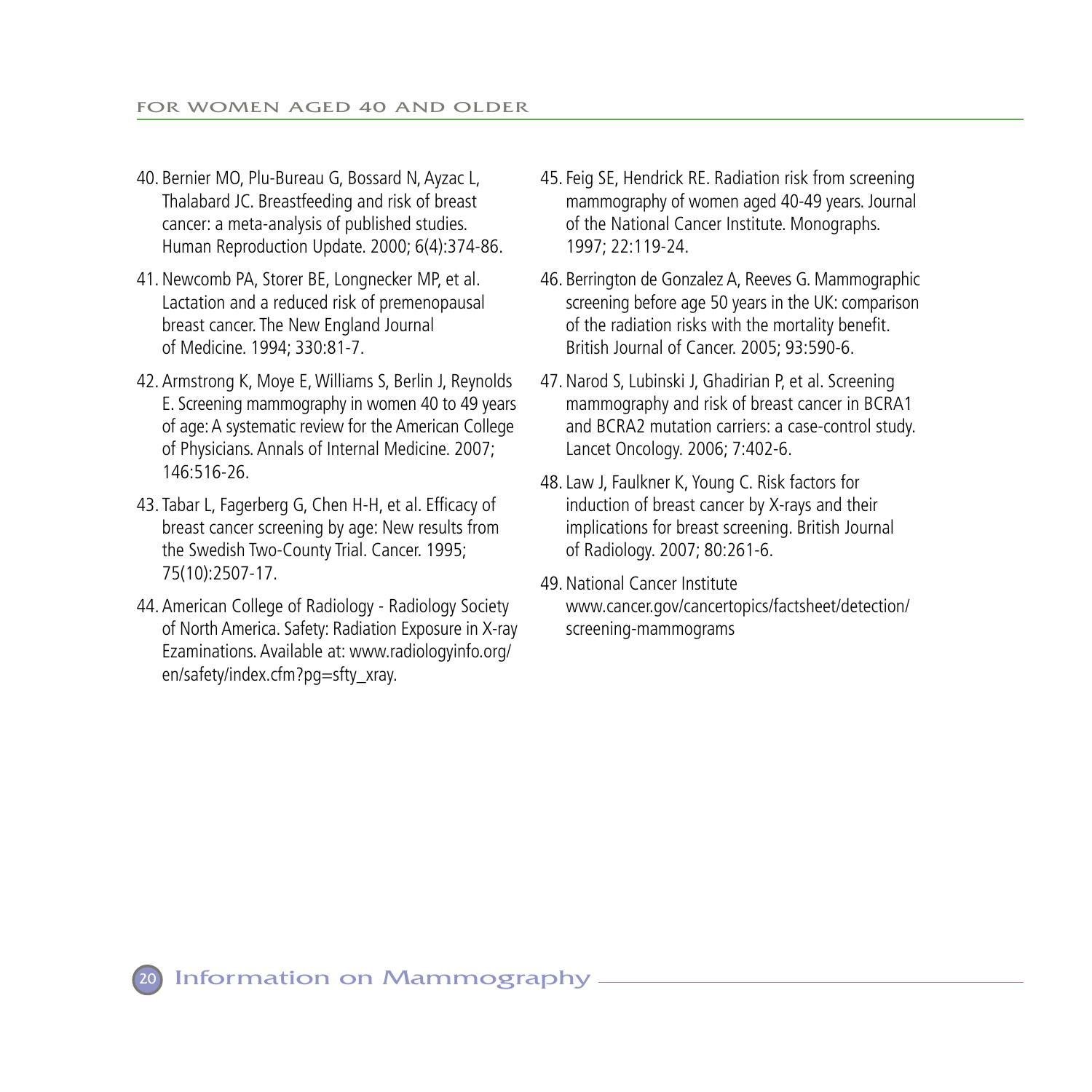40. Bernier MO, Plu-Bureau G, Bossard N, Ayzac L, Thalabard JC. Breastfeeding and risk of breast cancer: a meta-analysis of published studies. Human Reproduction Update. 2000; 6(4):374-86.
41. Newcomb PA, Storer BE, Longnecker MP, et al. Lactation and a reduced risk of premenopausal breast cancer. The New England Journal of Medicine. 1994; 330:81-7.
42. Armstrong K, Moye E, Williams S, Berlin J, Reynolds E. Screening mammography in women 40 to 49 years of age: A systematic review for the American College of Physicians. Annals of Internal Medicine. 2007; 146:516-26.
43. Tabar L, Fagerberg G, Chen H-H, et al. Efficacy of breast cancer screening by age: New results from the Swedish Two-County Trial. Cancer. 1995; 75(10):2507-17.
44. American College of Radiology - Radiology Society of North America. Safety: Radiation Exposure in X-ray Ezaminations. Available at: www.radiologyinfo.org/en/safety/index.cfm?pg=sfty_xray.
45. Feig SE, Hendrick RE. Radiation risk from screening mammography of women aged 40-49 years. Journal of the National Cancer Institute. Monographs. 1997; 22:119-24.
46. Berrington de Gonzalez A, Reeves G. Mammographic screening before age 50 years in the UK: comparison of the radiation risks with the mortality benefit. British Journal of Cancer. 2005; 93:590-6.
47. Narod S, Lubinski J, Ghadirian P, et al. Screening mammography and risk of breast cancer in BCRA1 and BCRA2 mutation carriers: a case-control study. Lancet Oncology. 2006; 7:402-6.
48. Law J, Faulkner K, Young C. Risk factors for induction of breast cancer by X-rays and their implications for breast screening. British Journal of Radiology. 2007; 80:261-6.
49. National Cancer Institute www.cancer.gov/cancertopics/factsheet/detection/screening-mammograms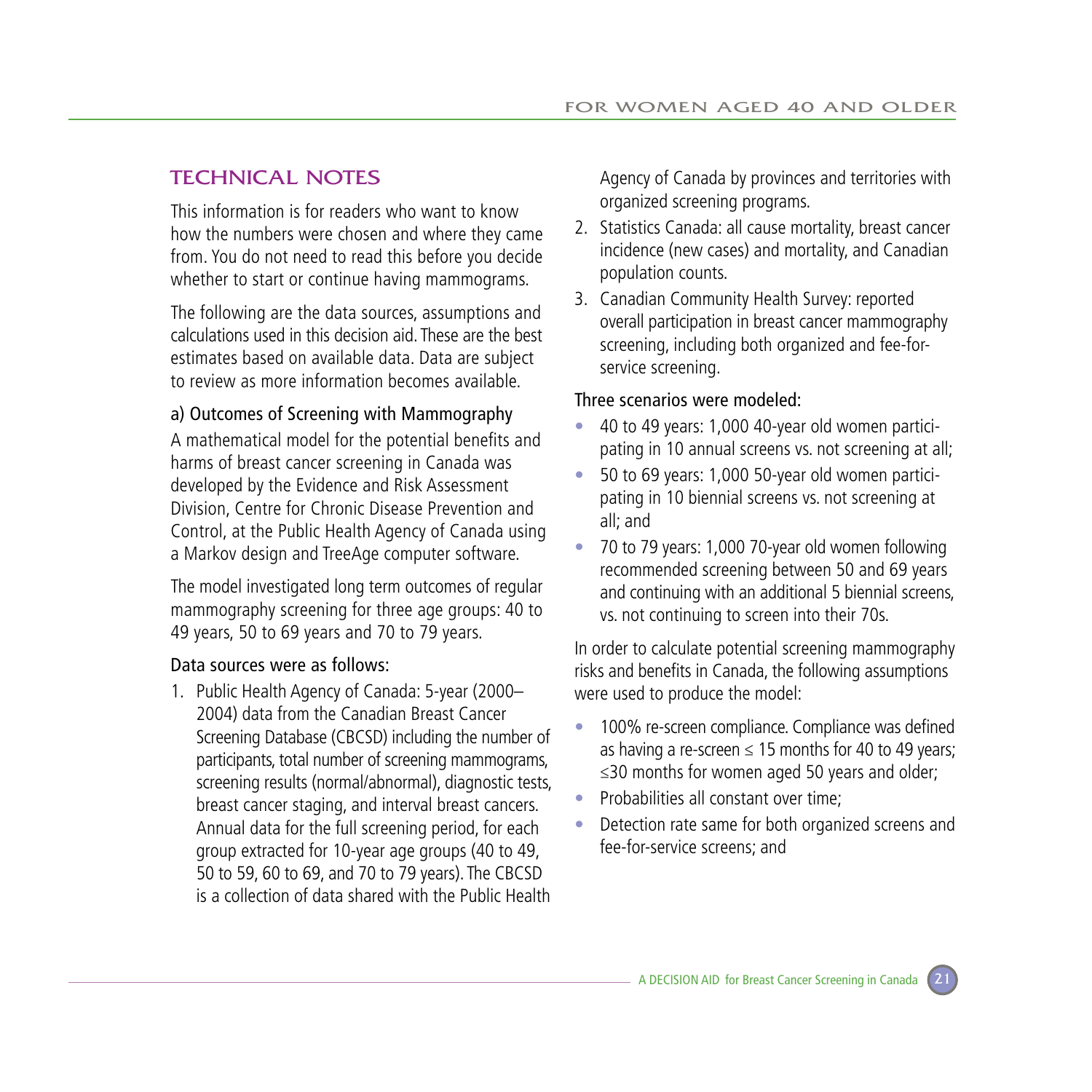## TECHNICAL NOTES

This information is for readers who want to know how the numbers were chosen and where they came from. You do not need to read this before you decide whether to start or continue having mammograms.

The following are the data sources, assumptions and calculations used in this decision aid. These are the best estimates based on available data. Data are subject to review as more information becomes available.

### a) Outcomes of Screening with Mammography

A mathematical model for the potential benefits and harms of breast cancer screening in Canada was developed by the Evidence and Risk Assessment Division, Centre for Chronic Disease Prevention and Control, at the Public Health Agency of Canada using a Markov design and TreeAge computer software.

The model investigated long term outcomes of regular mammography screening for three age groups: 40 to 49 years, 50 to 69 years and 70 to 79 years.

Data sources were as follows:

1. Public Health Agency of Canada: 5-year (2000–2004) data from the Canadian Breast Cancer Screening Database (CBCSD) including the number of participants, total number of screening mammograms, screening results (normal/abnormal), diagnostic tests, breast cancer staging, and interval breast cancers. Annual data for the full screening period, for each group extracted for 10-year age groups (40 to 49, 50 to 59, 60 to 69, and 70 to 79 years). The CBCSD is a collection of data shared with the Public Health Agency of Canada by provinces and territories with organized screening programs.
2. Statistics Canada: all cause mortality, breast cancer incidence (new cases) and mortality, and Canadian population counts.
3. Canadian Community Health Survey: reported overall participation in breast cancer mammography screening, including both organized and fee-for-service screening.

Three scenarios were modeled:

- 40 to 49 years: 1,000 40-year old women participating in 10 annual screens vs. not screening at all;
- 50 to 69 years: 1,000 50-year old women participating in 10 biennial screens vs. not screening at all; and
- 70 to 79 years: 1,000 70-year old women following recommended screening between 50 and 69 years and continuing with an additional 5 biennial screens, vs. not continuing to screen into their 70s.

In order to calculate potential screening mammography risks and benefits in Canada, the following assumptions were used to produce the model:

- 100% re-screen compliance. Compliance was defined as having a re-screen ≤ 15 months for 40 to 49 years; ≤30 months for women aged 50 years and older;
- Probabilities all constant over time;
- Detection rate same for both organized screens and fee-for-service screens; and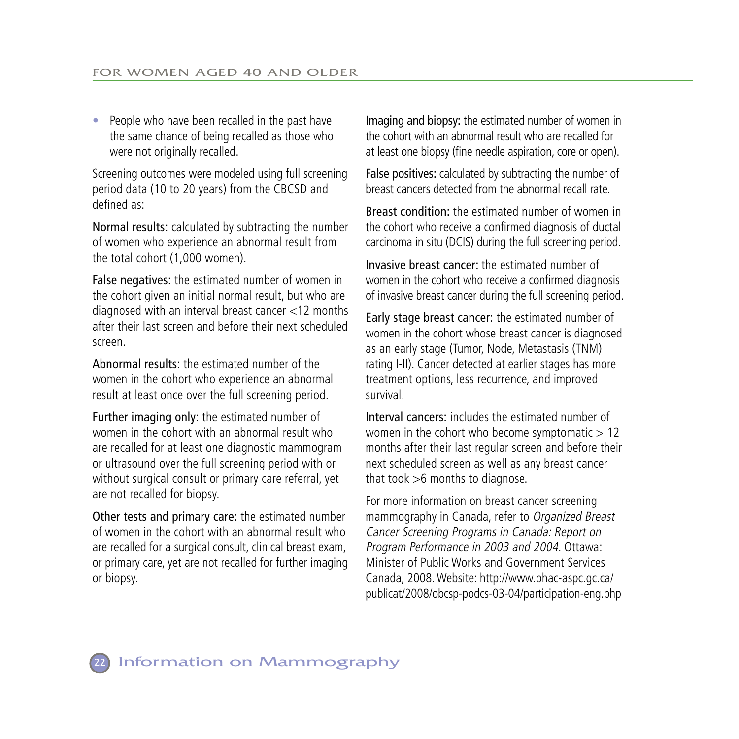- People who have been recalled in the past have the same chance of being recalled as those who were not originally recalled.

Screening outcomes were modeled using full screening period data (10 to 20 years) from the CBCSD and defined as:

Normal results: calculated by subtracting the number of women who experience an abnormal result from the total cohort (1,000 women).

False negatives: the estimated number of women in the cohort given an initial normal result, but who are diagnosed with an interval breast cancer <12 months after their last screen and before their next scheduled screen.

Abnormal results: the estimated number of the women in the cohort who experience an abnormal result at least once over the full screening period.

Further imaging only: the estimated number of women in the cohort with an abnormal result who are recalled for at least one diagnostic mammogram or ultrasound over the full screening period with or without surgical consult or primary care referral, yet are not recalled for biopsy.

Other tests and primary care: the estimated number of women in the cohort with an abnormal result who are recalled for a surgical consult, clinical breast exam, or primary care, yet are not recalled for further imaging or biopsy.

Imaging and biopsy: the estimated number of women in the cohort with an abnormal result who are recalled for at least one biopsy (fine needle aspiration, core or open).

False positives: calculated by subtracting the number of breast cancers detected from the abnormal recall rate.

Breast condition: the estimated number of women in the cohort who receive a confirmed diagnosis of ductal carcinoma in situ (DCIS) during the full screening period.

Invasive breast cancer: the estimated number of women in the cohort who receive a confirmed diagnosis of invasive breast cancer during the full screening period.

Early stage breast cancer: the estimated number of women in the cohort whose breast cancer is diagnosed as an early stage (Tumor, Node, Metastasis (TNM) rating I-II). Cancer detected at earlier stages has more treatment options, less recurrence, and improved survival.

Interval cancers: includes the estimated number of women in the cohort who become symptomatic > 12 months after their last regular screen and before their next scheduled screen as well as any breast cancer that took >6 months to diagnose.

For more information on breast cancer screening mammography in Canada, refer to *Organized Breast Cancer Screening Programs in Canada: Report on Program Performance in 2003 and 2004*. Ottawa: Minister of Public Works and Government Services Canada, 2008. Website: http://www.phac-aspc.gc.ca/publicat/2008/obcsp-podcs-03-04/participation-eng.php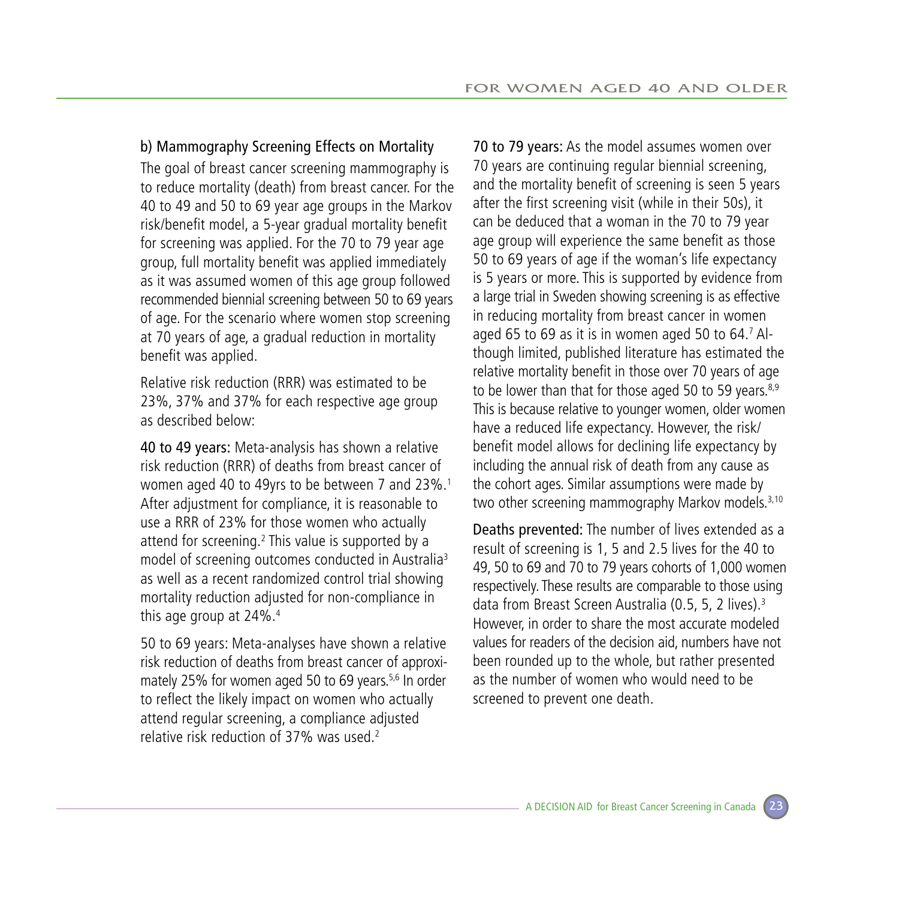### b) Mammography Screening Effects on Mortality

The goal of breast cancer screening mammography is to reduce mortality (death) from breast cancer. For the 40 to 49 and 50 to 69 year age groups in the Markov risk/benefit model, a 5-year gradual mortality benefit for screening was applied. For the 70 to 79 year age group, full mortality benefit was applied immediately as it was assumed women of this age group followed recommended biennial screening between 50 to 69 years of age. For the scenario where women stop screening at 70 years of age, a gradual reduction in mortality benefit was applied.

Relative risk reduction (RRR) was estimated to be 23%, 37% and 37% for each respective age group as described below:

**40 to 49 years:** Meta-analysis has shown a relative risk reduction (RRR) of deaths from breast cancer of women aged 40 to 49yrs to be between 7 and 23%.[1] After adjustment for compliance, it is reasonable to use a RRR of 23% for those women who actually attend for screening.[2] This value is supported by a model of screening outcomes conducted in Australia[3] as well as a recent randomized control trial showing mortality reduction adjusted for non-compliance in this age group at 24%.[4]

50 to 69 years: Meta-analyses have shown a relative risk reduction of deaths from breast cancer of approximately 25% for women aged 50 to 69 years.[5,6] In order to reflect the likely impact on women who actually attend regular screening, a compliance adjusted relative risk reduction of 37% was used.[2]

**70 to 79 years:** As the model assumes women over 70 years are continuing regular biennial screening, and the mortality benefit of screening is seen 5 years after the first screening visit (while in their 50s), it can be deduced that a woman in the 70 to 79 year age group will experience the same benefit as those 50 to 69 years of age if the woman's life expectancy is 5 years or more. This is supported by evidence from a large trial in Sweden showing screening is as effective in reducing mortality from breast cancer in women aged 65 to 69 as it is in women aged 50 to 64.[7] Although limited, published literature has estimated the relative mortality benefit in those over 70 years of age to be lower than that for those aged 50 to 59 years.[8,9] This is because relative to younger women, older women have a reduced life expectancy. However, the risk/benefit model allows for declining life expectancy by including the annual risk of death from any cause as the cohort ages. Similar assumptions were made by two other screening mammography Markov models.[3,10]

**Deaths prevented:** The number of lives extended as a result of screening is 1, 5 and 2.5 lives for the 40 to 49, 50 to 69 and 70 to 79 years cohorts of 1,000 women respectively. These results are comparable to those using data from Breast Screen Australia (0.5, 5, 2 lives).[3] However, in order to share the most accurate modeled values for readers of the decision aid, numbers have not been rounded up to the whole, but rather presented as the number of women who would need to be screened to prevent one death.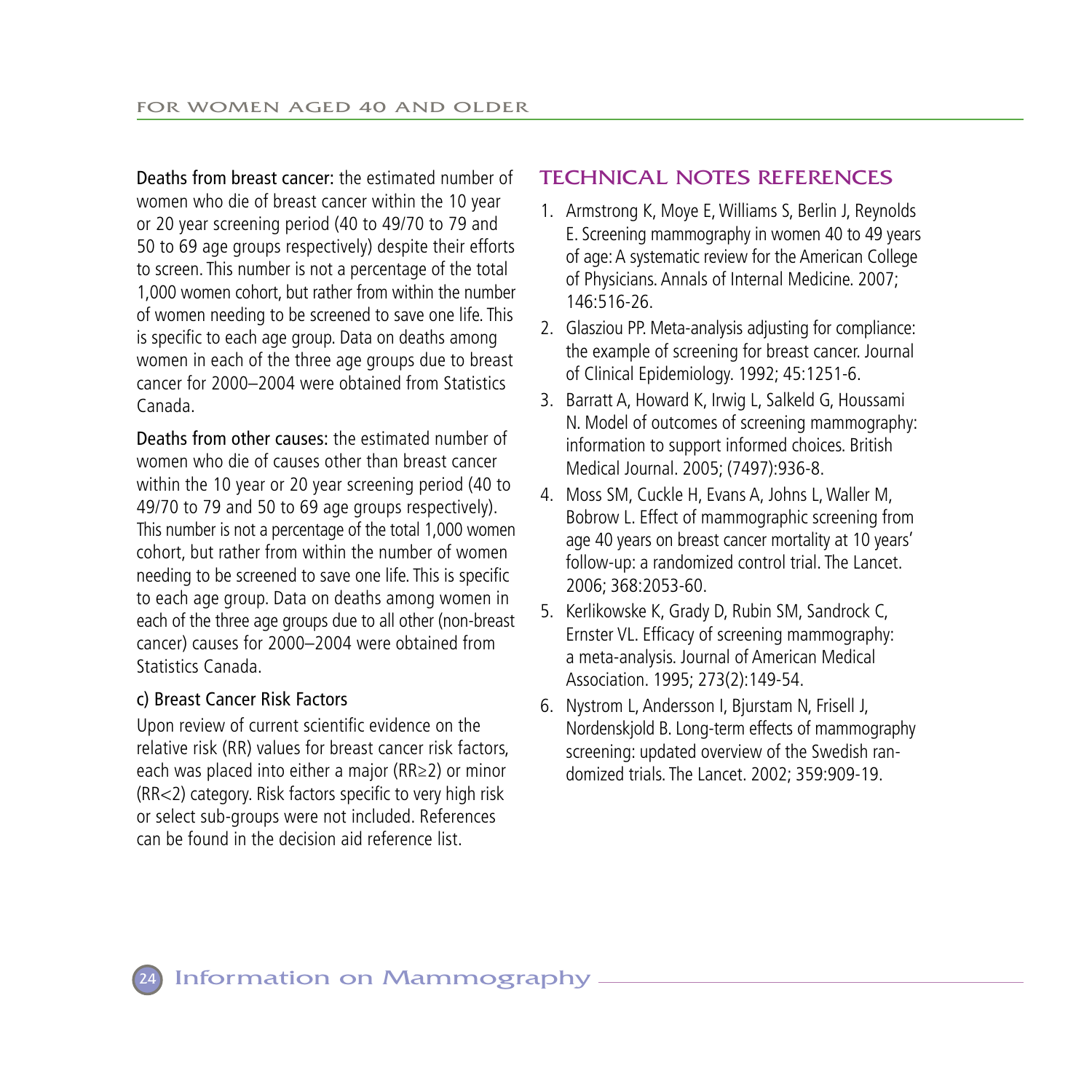**Deaths from breast cancer:** the estimated number of women who die of breast cancer within the 10 year or 20 year screening period (40 to 49/70 to 79 and 50 to 69 age groups respectively) despite their efforts to screen. This number is not a percentage of the total 1,000 women cohort, but rather from within the number of women needing to be screened to save one life. This is specific to each age group. Data on deaths among women in each of the three age groups due to breast cancer for 2000–2004 were obtained from Statistics Canada.

**Deaths from other causes:** the estimated number of women who die of causes other than breast cancer within the 10 year or 20 year screening period (40 to 49/70 to 79 and 50 to 69 age groups respectively). This number is not a percentage of the total 1,000 women cohort, but rather from within the number of women needing to be screened to save one life. This is specific to each age group. Data on deaths among women in each of the three age groups due to all other (non-breast cancer) causes for 2000–2004 were obtained from Statistics Canada.

### c) Breast Cancer Risk Factors

Upon review of current scientific evidence on the relative risk (RR) values for breast cancer risk factors, each was placed into either a major (RR≥2) or minor (RR<2) category. Risk factors specific to very high risk or select sub-groups were not included. References can be found in the decision aid reference list.

## TECHNICAL NOTES REFERENCES

1. Armstrong K, Moye E, Williams S, Berlin J, Reynolds E. Screening mammography in women 40 to 49 years of age: A systematic review for the American College of Physicians. Annals of Internal Medicine. 2007; 146:516-26.
2. Glasziou PP. Meta-analysis adjusting for compliance: the example of screening for breast cancer. Journal of Clinical Epidemiology. 1992; 45:1251-6.
3. Barratt A, Howard K, Irwig L, Salkeld G, Houssami N. Model of outcomes of screening mammography: information to support informed choices. British Medical Journal. 2005; (7497):936-8.
4. Moss SM, Cuckle H, Evans A, Johns L, Waller M, Bobrow L. Effect of mammographic screening from age 40 years on breast cancer mortality at 10 years' follow-up: a randomized control trial. The Lancet. 2006; 368:2053-60.
5. Kerlikowske K, Grady D, Rubin SM, Sandrock C, Ernster VL. Efficacy of screening mammography: a meta-analysis. Journal of American Medical Association. 1995; 273(2):149-54.
6. Nystrom L, Andersson I, Bjurstam N, Frisell J, Nordenskjold B. Long-term effects of mammography screening: updated overview of the Swedish randomized trials. The Lancet. 2002; 359:909-19.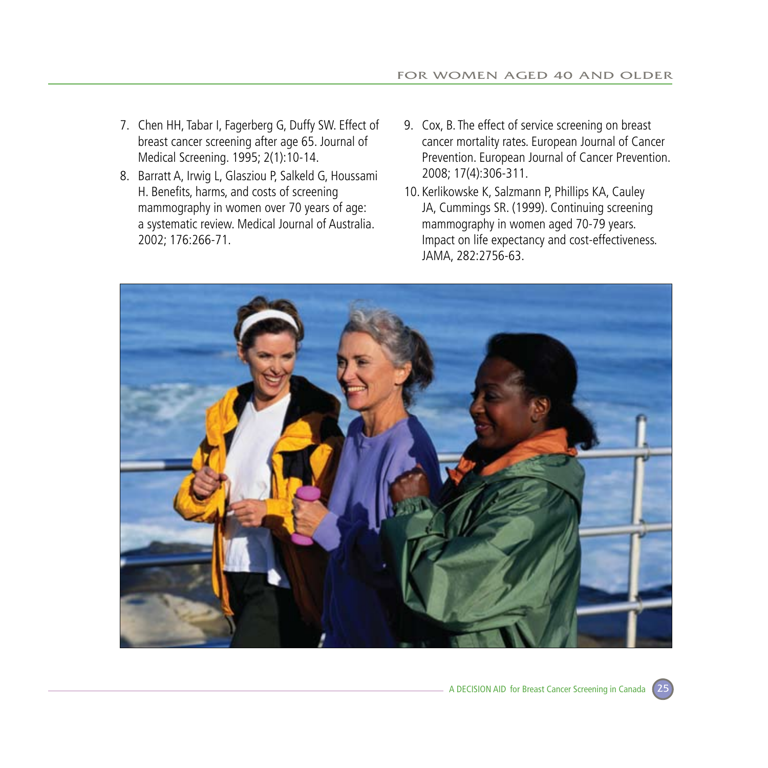7. Chen HH, Tabar I, Fagerberg G, Duffy SW. Effect of breast cancer screening after age 65. Journal of Medical Screening. 1995; 2(1):10-14.
8. Barratt A, Irwig L, Glasziou P, Salkeld G, Houssami H. Benefits, harms, and costs of screening mammography in women over 70 years of age: a systematic review. Medical Journal of Australia. 2002; 176:266-71.
9. Cox, B. The effect of service screening on breast cancer mortality rates. European Journal of Cancer Prevention. European Journal of Cancer Prevention. 2008; 17(4):306-311.
10. Kerlikowske K, Salzmann P, Phillips KA, Cauley JA, Cummings SR. (1999). Continuing screening mammography in women aged 70-79 years. Impact on life expectancy and cost-effectiveness. JAMA, 282:2756-63.